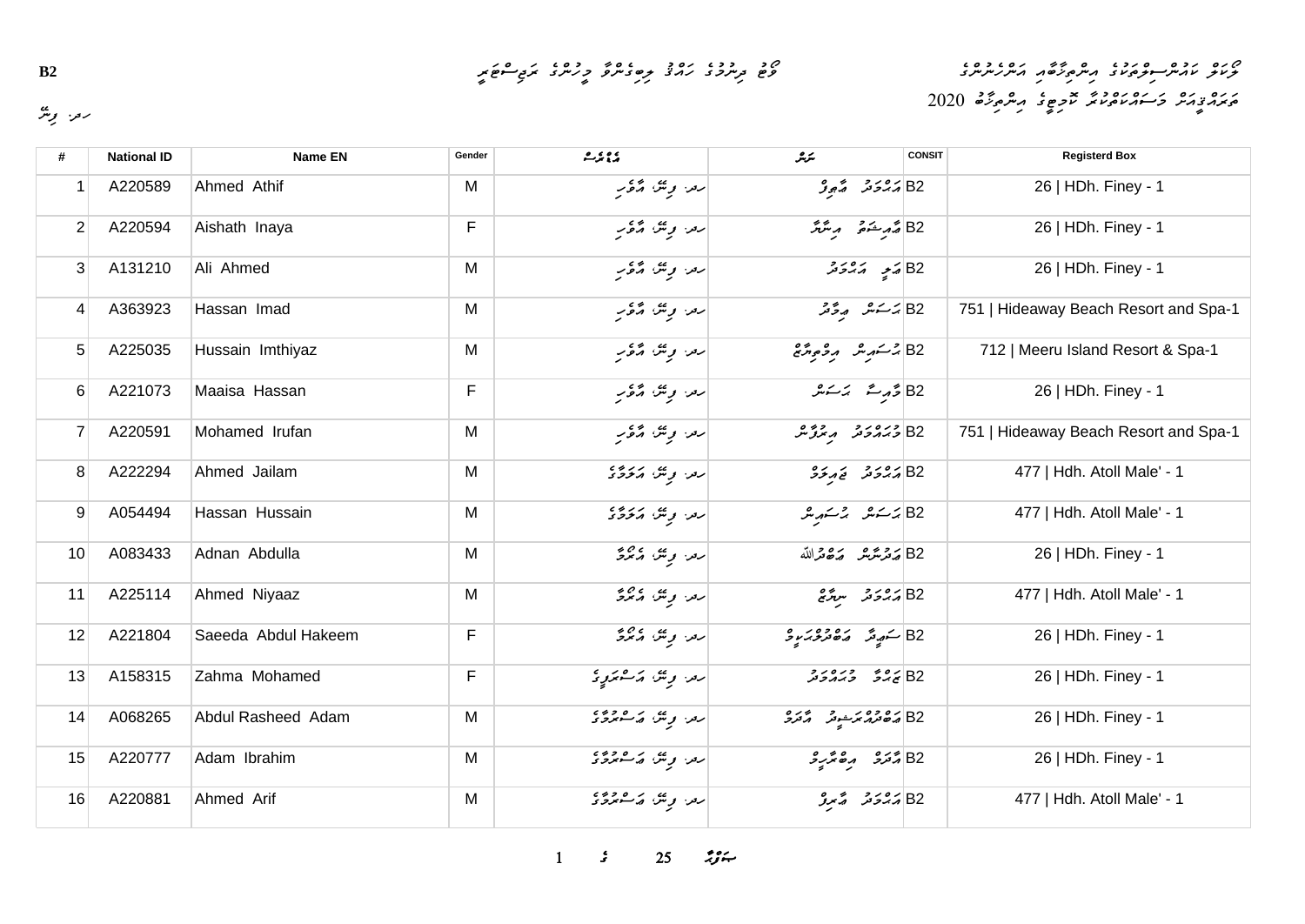# ޕާކިސްތާނުގެ ސަފާރަތުގައި ހުޅުމާލޭގެ ގޮތުގައި ޖަމްއިއްޔާތަކުން ... B2

ހދ. ފިނޭ

| # | National ID | Name EN | Gender | ދާއިރާ | ނަން | CONSIT | Registerd Box |
|---|---|---|---|---|---|---|---|
| 1 | A220589 | Ahmed Athif | M | ހދ. ފިނޭ، އާވާރީ | އަޙްމަދު އާތިފު | B2 | 26 \| HDh. Finey - 1 |
| 2 | A220594 | Aishath Inaya | F | ހދ. ފިނޭ، އާވާރީ | އާއިޝަތު އިނާޔާ | B2 | 26 \| HDh. Finey - 1 |
| 3 | A131210 | Ali Ahmed | M | ހދ. ފިނޭ، އާވާރީ | ޢަލީ އަޙްމަދު | B2 | 26 \| HDh. Finey - 1 |
| 4 | A363923 | Hassan Imad | M | ހދ. ފިނޭ، އާވާރީ | ޙަސަން އިމާދު | B2 | 751 \| Hideaway Beach Resort and Spa-1 |
| 5 | A225035 | Hussain Imthiyaz | M | ހދ. ފިނޭ، އާވާރީ | ޙުސައިން އިމްތިޔާޒު | B2 | 712 \| Meeru Island Resort & Spa-1 |
| 6 | A221073 | Maaisa Hassan | F | ހދ. ފިނޭ، އާވާރީ | މާއިސާ ޙަސަން | B2 | 26 \| HDh. Finey - 1 |
| 7 | A220591 | Mohamed Irufan | M | ހދ. ފިނޭ، އާވާރީ | މުޙައްމަދު އިރުފާން | B2 | 751 \| Hideaway Beach Resort and Spa-1 |
| 8 | A222294 | Ahmed Jailam | M | ހދ. ފިނޭ، އަލަމާގެ | އަޙްމަދު ޖައިލަމް | B2 | 477 \| Hdh. Atoll Male' - 1 |
| 9 | A054494 | Hassan Hussain | M | ހދ. ފިނޭ، އަލަމާގެ | ޙަސަން ޙުސައިން | B2 | 477 \| Hdh. Atoll Male' - 1 |
| 10 | A083433 | Adnan Abdulla | M | ހދ. ފިނޭ، އެރަމާ | އަދުނާން ޢަބްދުﷲ | B2 | 26 \| HDh. Finey - 1 |
| 11 | A225114 | Ahmed Niyaaz | M | ހދ. ފިނޭ، އެރަމާ | އަޙްމަދު ނިޔާޒު | B2 | 477 \| Hdh. Atoll Male' - 1 |
| 12 | A221804 | Saeeda Abdul Hakeem | F | ހދ. ފިނޭ، އެރަމާ | ސަޢީދާ ޢަބްދުލްޙަކީމް | B2 | 26 \| HDh. Finey - 1 |
| 13 | A158315 | Zahma Mohamed | F | ހދ. ފިނޭ، އަސްރަފީގެ | ޒަޙްމާ މުޙައްމަދު | B2 | 26 \| HDh. Finey - 1 |
| 14 | A068265 | Abdul Rasheed Adam | M | ހދ. ފިނޭ، އަސްރުމާގެ | ޢަބްދުލްރަޝީދު އާދަމް | B2 | 26 \| HDh. Finey - 1 |
| 15 | A220777 | Adam Ibrahim | M | ހދ. ފިނޭ، އަސްރުމާގެ | އާދަމް އިބްރާހީމް | B2 | 26 \| HDh. Finey - 1 |
| 16 | A220881 | Ahmed Arif | M | ހދ. ފިނޭ، އަސްރުމާގެ | އަޙްމަދު އާރިފު | B2 | 477 \| Hdh. Atoll Male' - 1 |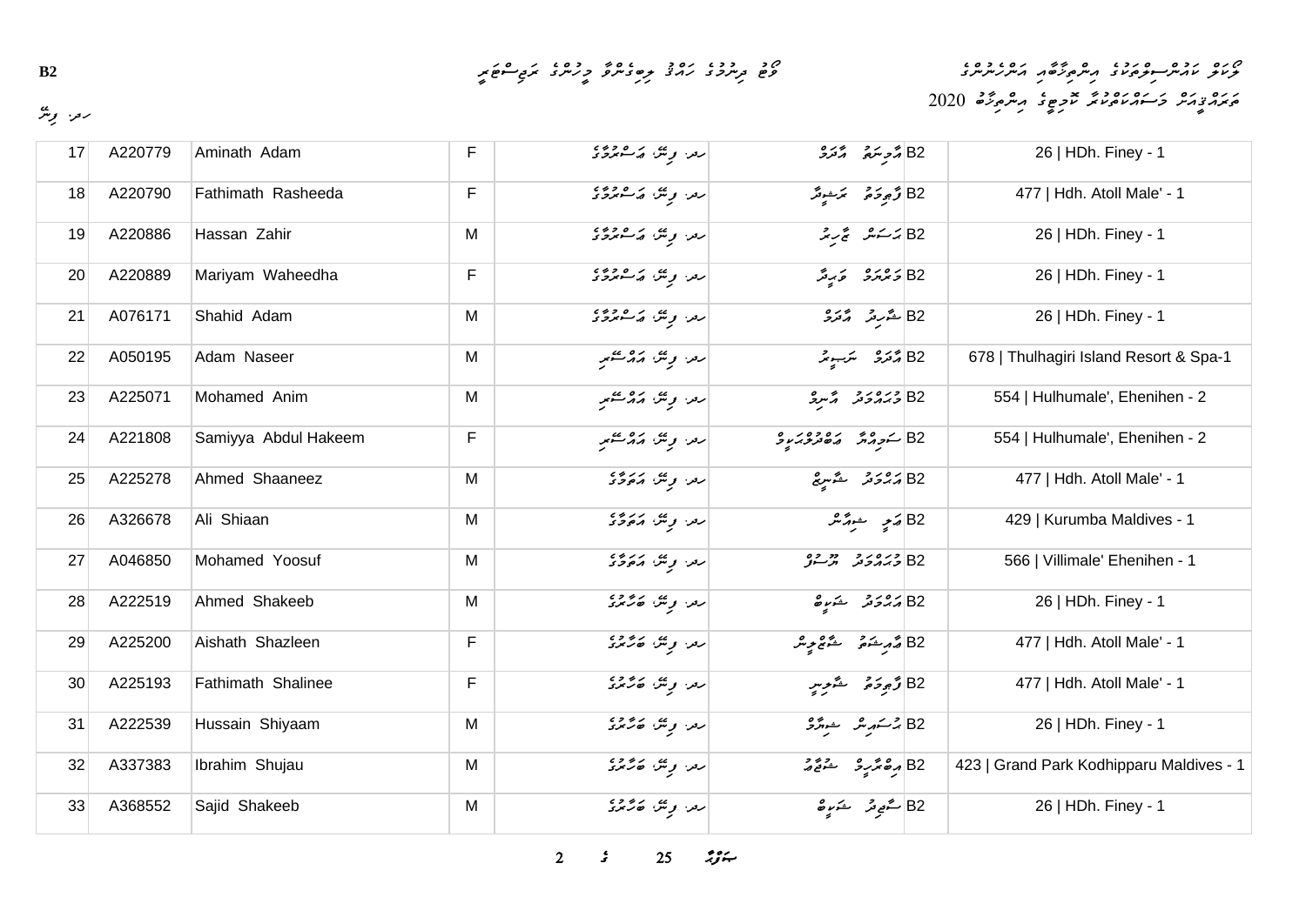| 17 | A220779 | Aminath Adam | F | ހދ. ފިނޭ، އަސްރުމާގެ | B2 އާމިނަތު އާދަމް | 26 \| HDh. Finey - 1 |
|---|---|---|---|---|---|---|
| 18 | A220790 | Fathimath Rasheeda | F | ހދ. ފިނޭ، އަސްރުމާގެ | B2 ފާތިމަތު ރަޝީދާ | 477 \| Hdh. Atoll Male' - 1 |
| 19 | A220886 | Hassan Zahir | M | ހދ. ފިނޭ، އަސްރުމާގެ | B2 ހަސަން ޒާހިރު | 26 \| HDh. Finey - 1 |
| 20 | A220889 | Mariyam Waheedha | F | ހދ. ފިނޭ، އަސްރުމާގެ | B2 މަރިޔަމް ވަހީދާ | 26 \| HDh. Finey - 1 |
| 21 | A076171 | Shahid Adam | M | ހދ. ފިނޭ، އަސްރުމާގެ | B2 ޝާހިދު އާދަމް | 26 \| HDh. Finey - 1 |
| 22 | A050195 | Adam Naseer | M | ހދ. ފިނޭ، އައުރަންގަ | B2 އާދަމް ނަސީރު | 678 \| Thulhagiri Island Resort & Spa-1 |
| 23 | A225071 | Mohamed Anim | M | ހދ. ފިނޭ، އައުރަންގަ | B2 މުހައްމަދު އާނިމް | 554 \| Hulhumale', Ehenihen - 2 |
| 24 | A221808 | Samiyya Abdul Hakeem | F | ހދ. ފިނޭ، އައުރަންގަ | B2 ސަމިއްޔާ އަބްދުލްހަކީމް | 554 \| Hulhumale', Ehenihen - 2 |
| 25 | A225278 | Ahmed Shaaneez | M | ހދ. ފިނޭ، އަބަވާގެ | B2 އަހުމަދު ޝާނީޒް | 477 \| Hdh. Atoll Male' - 1 |
| 26 | A326678 | Ali Shiaan | M | ހދ. ފިނޭ، އަބަވާގެ | B2 އަލި ޝިއާން | 429 \| Kurumba Maldives - 1 |
| 27 | A046850 | Mohamed Yoosuf | M | ހދ. ފިނޭ، އަބަވާގެ | B2 މުހައްމަދު ޔޫސުފް | 566 \| Villimale' Ehenihen - 1 |
| 28 | A222519 | Ahmed Shakeeb | M | ހދ. ފިނޭ، ބަހާރުގެ | B2 އަހުމަދު ޝަކީބު | 26 \| HDh. Finey - 1 |
| 29 | A225200 | Aishath Shazleen | F | ހދ. ފިނޭ، ބަހާރުގެ | B2 އާއިޝަތު ޝާޒްލީން | 477 \| Hdh. Atoll Male' - 1 |
| 30 | A225193 | Fathimath Shalinee | F | ހދ. ފިނޭ، ބަހާރުގެ | B2 ފާތިމަތު ޝާލިނީ | 477 \| Hdh. Atoll Male' - 1 |
| 31 | A222539 | Hussain Shiyaam | M | ހދ. ފިނޭ، ބަހާރުގެ | B2 ހުސައިން ޝިޔާމް | 26 \| HDh. Finey - 1 |
| 32 | A337383 | Ibrahim Shujau | M | ހދ. ފިނޭ، ބަހާރުގެ | B2 އިބްރާހީމް ޝުޖާޢު | 423 \| Grand Park Kodhipparu Maldives - 1 |
| 33 | A368552 | Sajid Shakeeb | M | ހދ. ފިނޭ، ބަހާރުގެ | B2 ސާޖިދު ޝަކީބު | 26 \| HDh. Finey - 1 |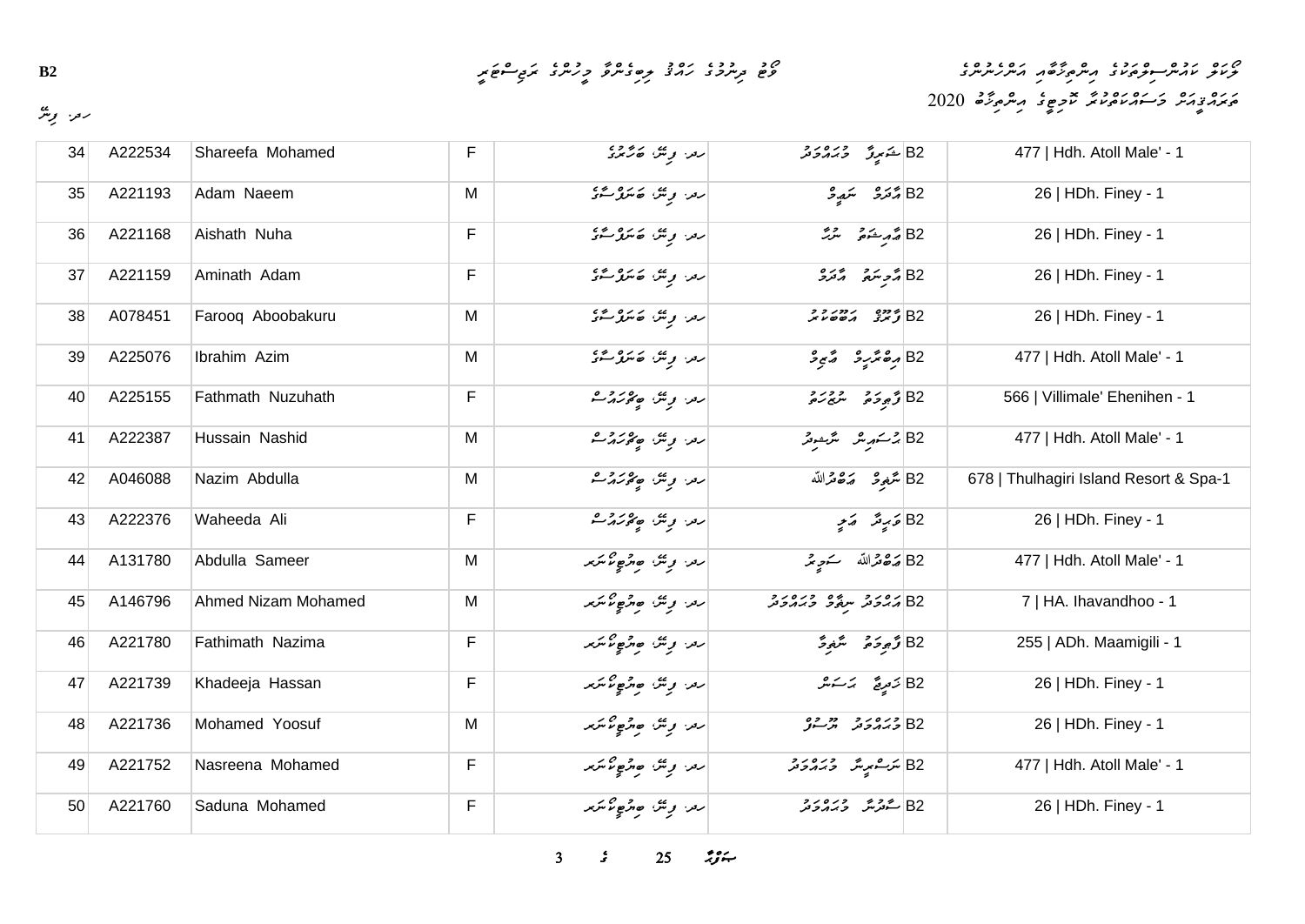ހދ. ފިނޭ

| 34 | A222534 | Shareefa Mohamed | F | ހދ. ފިނޭ، ބަހާރު | B2 ޝަރީފާ މުޙައްމަދު | 477 \| Hdh. Atoll Male' - 1 |
|---|---|---|---|---|---|---|
| 35 | A221193 | Adam Naeem | M | ހދ. ފިނޭ، ބަނަފްސާގެ | B2 އާދަމް ނައީމް | 26 \| HDh. Finey - 1 |
| 36 | A221168 | Aishath Nuha | F | ހދ. ފިނޭ، ބަނަފްސާގެ | B2 އާއިޝަތު ނުހާ | 26 \| HDh. Finey - 1 |
| 37 | A221159 | Aminath Adam | F | ހދ. ފިނޭ، ބަނަފްސާގެ | B2 އާމިނަތު އާދަމް | 26 \| HDh. Finey - 1 |
| 38 | A078451 | Farooq Aboobakuru | M | ހދ. ފިނޭ، ބަނަފްސާގެ | B2 ފާރޫގު އަބޫބަކުރު | 26 \| HDh. Finey - 1 |
| 39 | A225076 | Ibrahim Azim | M | ހދ. ފިނޭ، ބަނަފްސާގެ | B2 އިބްރާހީމް އާޒިމް | 477 \| Hdh. Atoll Male' - 1 |
| 40 | A225155 | Fathmath Nuzuhath | F | ހދ. ފިނޭ، ބިލޯރުގެ | B2 ފާތިމަތު ނުޒުހަތު | 566 \| Villimale' Ehenihen - 1 |
| 41 | A222387 | Hussain Nashid | M | ހދ. ފިނޭ، ބިލޯރުގެ | B2 ހުސައިން ނާޝިދު | 477 \| Hdh. Atoll Male' - 1 |
| 42 | A046088 | Nazim Abdulla | M | ހދ. ފިނޭ، ބިލޯރުގެ | B2 ނާޒިމް އަބްދުﷲ | 678 \| Thulhagiri Island Resort & Spa-1 |
| 43 | A222376 | Waheeda Ali | F | ހދ. ފިނޭ، ބިލޯރުގެ | B2 ވަހީދާ އަލި | 26 \| HDh. Finey - 1 |
| 44 | A131780 | Abdulla Sameer | M | ހދ. ފިނޭ، ބުރުޖުވާނަރީ | B2 އަބްދުﷲ ސަމީރު | 477 \| Hdh. Atoll Male' - 1 |
| 45 | A146796 | Ahmed Nizam Mohamed | M | ހދ. ފިނޭ، ބުރުޖުވާނަރީ | B2 އަޙްމަދު ނިޒާމް މުޙައްމަދު | 7 \| HA. Ihavandhoo - 1 |
| 46 | A221780 | Fathimath Nazima | F | ހދ. ފިނޭ، ބުރުޖުވާނަރީ | B2 ފާތިމަތު ނާޒިމާ | 255 \| ADh. Maamigili - 1 |
| 47 | A221739 | Khadeeja Hassan | F | ހދ. ފިނޭ، ބުރުޖުވާނަރީ | B2 ޚަދީޖާ ހަސަން | 26 \| HDh. Finey - 1 |
| 48 | A221736 | Mohamed Yoosuf | M | ހދ. ފިނޭ، ބުރުޖުވާނަރީ | B2 މުޙައްމަދު ޔޫސުފް | 26 \| HDh. Finey - 1 |
| 49 | A221752 | Nasreena Mohamed | F | ހދ. ފިނޭ، ބުރުޖުވާނަރީ | B2 ނަސްރީނާ މުޙައްމަދު | 477 \| Hdh. Atoll Male' - 1 |
| 50 | A221760 | Saduna Mohamed | F | ހދ. ފިނޭ، ބުރުޖުވާނަރީ | B2 ސާދުނާ މުޙައްމަދު | 26 \| HDh. Finey - 1 |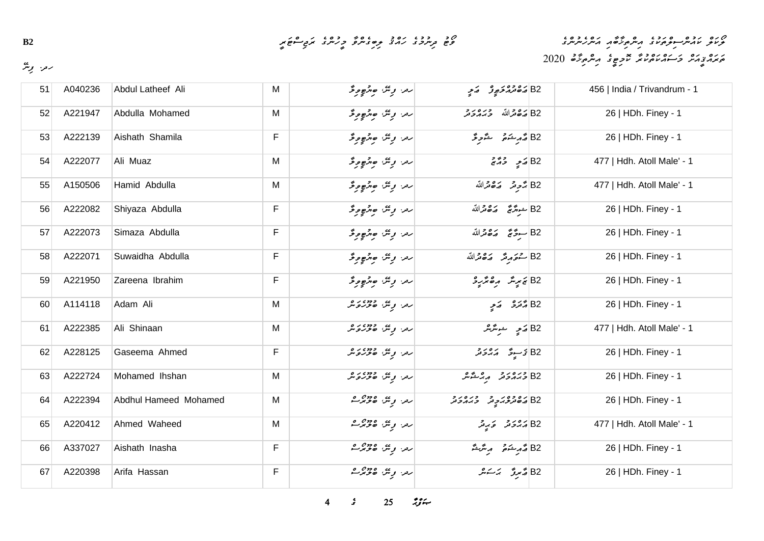| 51 | A040236 | Abdul Latheef Ali | M | ހދ. ފިނޭ، ބިލާބިލާ | B2 ޢަބްދުލްލަތީފް ޢަލީ | 456 \| India / Trivandrum - 1 |
|---|---|---|---|---|---|---|
| 52 | A221947 | Abdulla Mohamed | M | ހދ. ފިނޭ، ބިލާބިލާ | B2 ޢަބްދުﷲ މުޙައްމަދު | 26 \| HDh. Finey - 1 |
| 53 | A222139 | Aishath Shamila | F | ހދ. ފިނޭ، ބިލާބިލާ | B2 އާއިޝަތު ޝާމިލާ | 26 \| HDh. Finey - 1 |
| 54 | A222077 | Ali Muaz | M | ހދ. ފިނޭ، ބިލާބިލާ | B2 ޢަލީ މުޢާޒު | 477 \| Hdh. Atoll Male' - 1 |
| 55 | A150506 | Hamid Abdulla | M | ހދ. ފިނޭ، ބިލާބިލާ | B2 ޙާމިދު ޢަބްދުﷲ | 477 \| Hdh. Atoll Male' - 1 |
| 56 | A222082 | Shiyaza Abdulla | F | ހދ. ފިނޭ، ބިލާބިލާ | B2 ޝިޔާޒާ ޢަބްދުﷲ | 26 \| HDh. Finey - 1 |
| 57 | A222073 | Simaza Abdulla | F | ހދ. ފިނޭ، ބިލާބިލާ | B2 ސިމާޒާ ޢަބްދުﷲ | 26 \| HDh. Finey - 1 |
| 58 | A222071 | Suwaidha Abdulla | F | ހދ. ފިނޭ، ބިލާބިލާ | B2 ސުވައިދާ ޢަބްދުﷲ | 26 \| HDh. Finey - 1 |
| 59 | A221950 | Zareena Ibrahim | F | ހދ. ފިނޭ، ބިލާބިލާ | B2 ޒަރީނާ އިބްރާހީމް | 26 \| HDh. Finey - 1 |
| 60 | A114118 | Adam Ali | M | ހދ. ފިނޭ، ބޯގަސްވަށް | B2 އާދަމް ޢަލީ | 26 \| HDh. Finey - 1 |
| 61 | A222385 | Ali Shinaan | M | ހދ. ފިނޭ، ބޯގަސްވަށް | B2 ޢަލީ ޝިނާން | 477 \| Hdh. Atoll Male' - 1 |
| 62 | A228125 | Gaseema Ahmed | F | ހދ. ފިނޭ، ބޯގަސްވަށް | B2 ޤަސީމާ އަޙްމަދު | 26 \| HDh. Finey - 1 |
| 63 | A222724 | Mohamed Ihshan | M | ހދ. ފިނޭ، ބޯގަސްވަށް | B2 މުޙައްމަދު އިޙްސާން | 26 \| HDh. Finey - 1 |
| 64 | A222394 | Abdhul Hameed Mohamed | M | ހދ. ފިނޭ، ބޯގަސް | B2 ޢަބްދުލްޙަމީދު މުޙައްމަދު | 26 \| HDh. Finey - 1 |
| 65 | A220412 | Ahmed Waheed | M | ހދ. ފިނޭ، ބޯގަސް | B2 އަޙްމަދު ވަޙީދު | 477 \| Hdh. Atoll Male' - 1 |
| 66 | A337027 | Aishath Inasha | F | ހދ. ފިނޭ، ބޯގަސް | B2 އާއިޝަތު އިނާޝާ | 26 \| HDh. Finey - 1 |
| 67 | A220398 | Arifa Hassan | F | ހދ. ފިނޭ، ބޯގަސް | B2 އާރިފާ ޙަސަން | 26 \| HDh. Finey - 1 |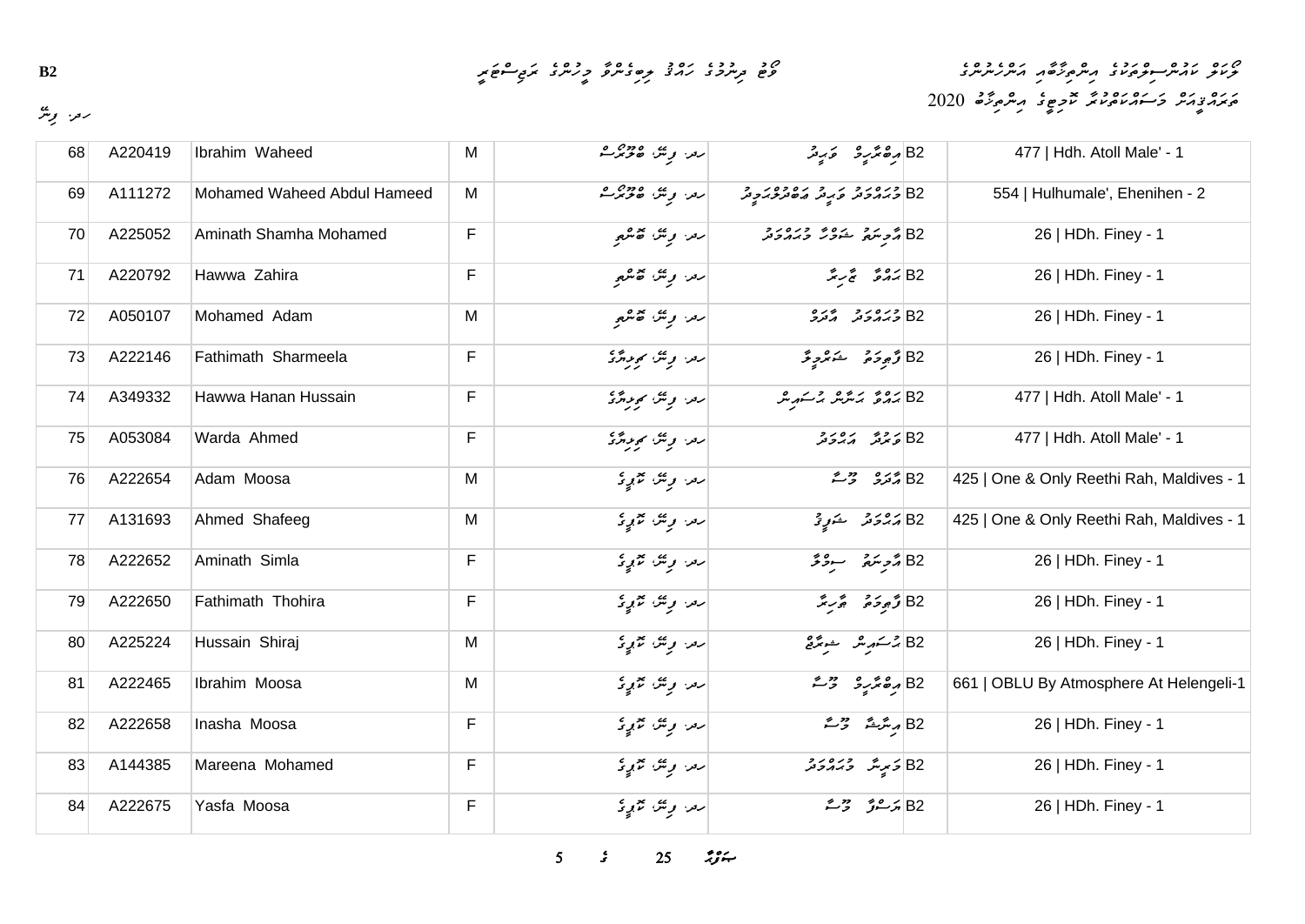رىز ۋىتر

| 68 | A220419 | Ibrahim Waheed | M | رىز ۋىتر، ھەۋترىسە | B2 ﺭﻩﻣﯩﺮﯨﺪ ﻭﯨﺮﻣﯩﺮ | 477 \| Hdh. Atoll Male' - 1 |
|---|---|---|---|---|---|---|
| 69 | A111272 | Mohamed Waheed Abdul Hameed | M | رىز ۋىتر، ھەۋترىسە | B2 ﺩﯨﺮﻩﺩﻭﺭ ﻭﯨﺮﻣﯩﺮ ﻣﻪﻩﯨﺮﻭﺭﯨﺮﻭﯨﺮ | 554 \| Hulhumale', Ehenihen - 2 |
| 70 | A225052 | Aminath Shamha Mohamed | F | رىز ۋىتر، ھەترىھ | B2 ﺭﯨﺮﯨﺮﻩ ﺷﻪﻭﯨﺮ ﺩﯨﺮﻩﺩﻭﺭ | 26 \| HDh. Finey - 1 |
| 71 | A220792 | Hawwa Zahira | F | رىز ۋىتر، ھەترىھ | B2 ﯨﺮﻩﯨﺮ ﯨﺮﯨﺮ | 26 \| HDh. Finey - 1 |
| 72 | A050107 | Mohamed Adam | M | رىز ۋىتر، ھەترىھ | B2 ﺩﯨﺮﻩﺩﻭﺭ ﯨﺮﯨﺮﻩ | 26 \| HDh. Finey - 1 |
| 73 | A222146 | Fathimath Sharmeela | F | رىز ۋىتر، سوىرىترى | B2 ﯨﺮﯨﺮﻭﻩ ﺷﻪﯨﺮﯨﺮﻭﯨﺮ | 26 \| HDh. Finey - 1 |
| 74 | A349332 | Hawwa Hanan Hussain | F | رىز ۋىتر، سوىرىترى | B2 ﯨﺮﻩﯨﺮ ﯨﺮﯨﺮﯨﺮ ﯨﺮﯨﺮﯨﺮﯨﺮ | 477 \| Hdh. Atoll Male' - 1 |
| 75 | A053084 | Warda Ahmed | F | رىز ۋىتر، سوىرىترى | B2 ﻭﯨﺮﯨﺮ ﯨﺮﻩﯨﺮﻭﺭ | 477 \| Hdh. Atoll Male' - 1 |
| 76 | A222654 | Adam Moosa | M | رىز ۋىتر، ترىرى | B2 ﯨﺮﯨﺮﻩ ﺩﯨﺮ | 425 \| One & Only Reethi Rah, Maldives - 1 |
| 77 | A131693 | Ahmed Shafeeg | M | رىز ۋىتر، ترىرى | B2 ﯨﺮﻩﯨﺮﻭﺭ ﺷﻪﯨﺮﯨﺮ | 425 \| One & Only Reethi Rah, Maldives - 1 |
| 78 | A222652 | Aminath Simla | F | رىز ۋىتر، ترىرى | B2 ﯨﺮﯨﺮﯨﺮﻩ ﺳﯨﺮﯨﺮ | 26 \| HDh. Finey - 1 |
| 79 | A222650 | Fathimath Thohira | F | رىز ۋىتر، ترىرى | B2 ﯨﺮﯨﺮﻭﻩ ﯨﺮﯨﺮﯨﺮ | 26 \| HDh. Finey - 1 |
| 80 | A225224 | Hussain Shiraj | M | رىز ۋىتر، ترىرى | B2 ﯨﺮﯨﺮﯨﺮﯨﺮ ﺷﯨﺮﯨﺮﯨﺮ | 26 \| HDh. Finey - 1 |
| 81 | A222465 | Ibrahim Moosa | M | رىز ۋىتر، ترىرى | B2 ﺭﻩﻣﯩﺮﯨﺪ ﺩﯨﺮ | 661 \| OBLU By Atmosphere At Helengeli-1 |
| 82 | A222658 | Inasha Moosa | F | رىز ۋىتر، ترىرى | B2 ﯨﺮﯨﺮﯨﺮ ﺩﯨﺮ | 26 \| HDh. Finey - 1 |
| 83 | A144385 | Mareena Mohamed | F | رىز ۋىتر، ترىرى | B2 ﯨﺮﯨﺮﯨﺮ ﺩﯨﺮﻩﺩﻭﺭ | 26 \| HDh. Finey - 1 |
| 84 | A222675 | Yasfa Moosa | F | رىز ۋىتر، ترىرى | B2 ﯨﺮﯨﺮﯨﺮ ﺩﯨﺮ | 26 \| HDh. Finey - 1 |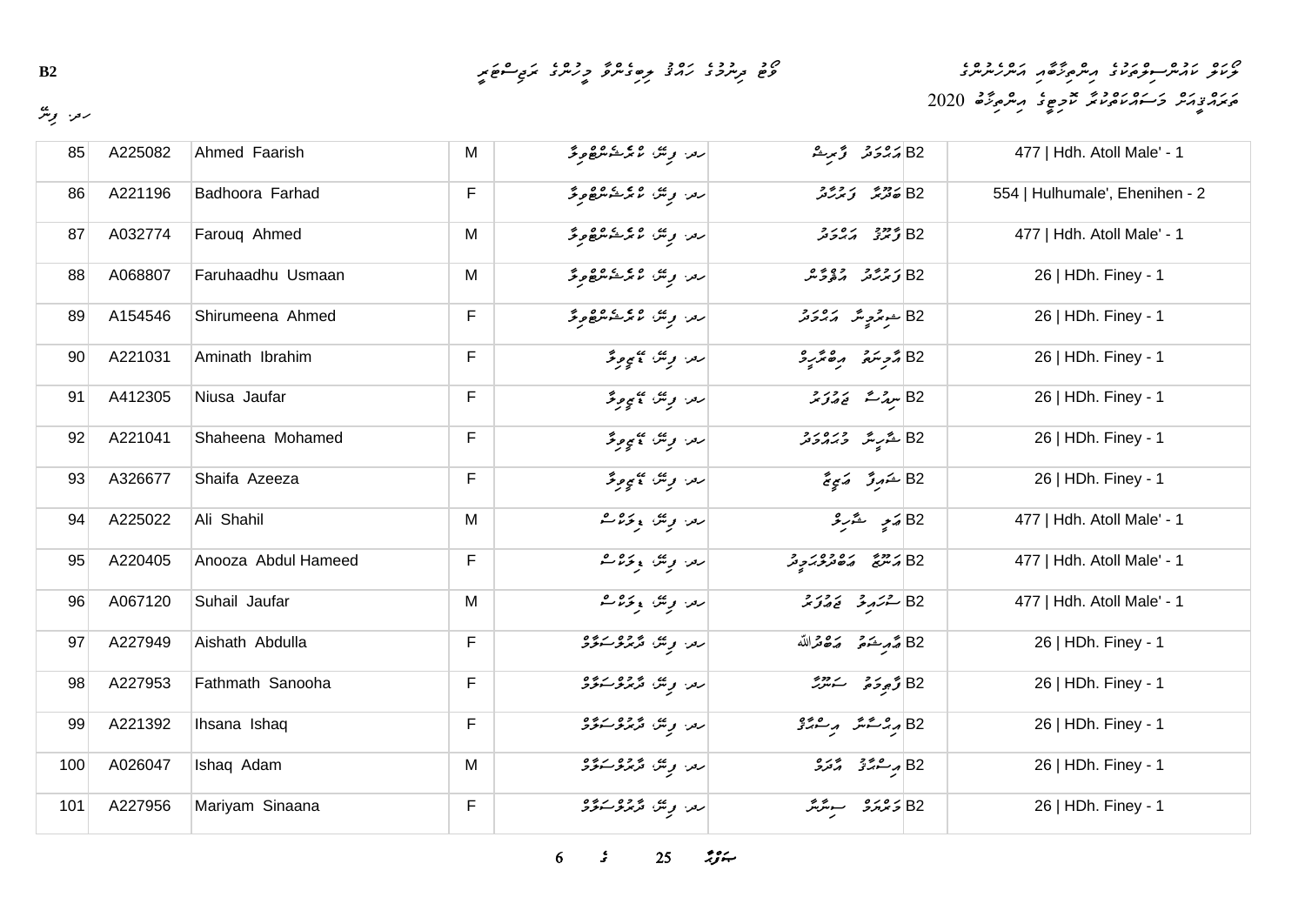| 85 | A225082 | Ahmed Faarish | M | رىز. وِسْ، ئائىرىشەسرىھ وِمَّ | B2 مَدَّدَوَ تَرْ وَّ بَرِ شَ | 477 \| Hdh. Atoll Male' - 1 |
|---|---|---|---|---|---|---|
| 86 | A221196 | Badhoora Farhad | F | رىز. وِسْ، ئائىرىشەسرىھ وِمَّ | B2 ھَتَرْبَّر وَ بَرْ رَّ تَرْ | 554 \| Hulhumale', Ehenihen - 2 |
| 87 | A032774 | Farouq Ahmed | M | رىز. وِسْ، ئائىرىشەسرىھ وِمَّ | B2 وَّ بَرْ تْر مَ بَرْ دَ تَرْ | 477 \| Hdh. Atoll Male' - 1 |
| 88 | A068807 | Faruhaadhu Usmaan | M | رىز. وِسْ، ئائىرىشەسرىھ وِمَّ | B2 وَ بَرْ رَّ تَرْ مْ ھُوَّ سْ | 26 \| HDh. Finey - 1 |
| 89 | A154546 | Shirumeena Ahmed | F | رىز. وِسْ، ئائىرىشەسرىھ وِمَّ | B2 ھوِ بَرْ تْرِ سَّر مَ بَرْ دَ تَرْ | 26 \| HDh. Finey - 1 |
| 90 | A221031 | Aminath Ibrahim | F | رىز. وِسْ، ئاپوِمَّ | B2 مُّ تْرِ سَرَ مْ ھِ مَّرِ تْر | 26 \| HDh. Finey - 1 |
| 91 | A412305 | Niusa Jaufar | F | رىز. وِسْ، ئاپوِمَّ | B2 سِرْ شَّ تَح مُ وَ تَرْ | 26 \| HDh. Finey - 1 |
| 92 | A221041 | Shaheena Mohamed | F | رىز. وِسْ، ئاپوِمَّ | B2 ھَّرِ سَّر وَ بَرْ مْ دَ تَرْ | 26 \| HDh. Finey - 1 |
| 93 | A326677 | Shaifa Azeeza | F | رىز. وِسْ، ئاپوِمَّ | B2 ھَرِ تْر مَ ىِ جَّ | 26 \| HDh. Finey - 1 |
| 94 | A225022 | Ali Shahil | M | رىز. وِسْ، ءِ وَ رَّ ھْ | B2 مَ ىِ ھَّرِ وْ | 477 \| Hdh. Atoll Male' - 1 |
| 95 | A220405 | Anooza Abdul Hameed | F | رىز. وِسْ، ءِ وَ رَّ ھْ | B2 مَ تْرْ جَّ مَ ھْ تْر وْ بَرِ تْر | 477 \| Hdh. Atoll Male' - 1 |
| 96 | A067120 | Suhail Jaufar | M | رىز. وِسْ، ءِ وَ رَّ ھْ | B2 ھُ بَرِ وْ تَح مُ وَ تَرْ | 477 \| Hdh. Atoll Male' - 1 |
| 97 | A227949 | Aishath Abdulla | F | رىز. وِسْ، مُّرِ بَرْ وْ سَوِّ وْ | B2 مُّرِ ھَ مْ مَ ھْ تْر اللّٰه | 26 \| HDh. Finey - 1 |
| 98 | A227953 | Fathmath Sanooha | F | رىز. وِسْ، مُّرِ بَرْ وْ سَوِّ وْ | B2 وَّ جِو دَ مْ سَ تْرْ رَّ | 26 \| HDh. Finey - 1 |
| 99 | A221392 | Ihsana Ishaq | F | رىز. وِسْ، مُّرِ بَرْ وْ سَوِّ وْ | B2 مِرْ سَّ سَّر مِ سْ رَّ تْر | 26 \| HDh. Finey - 1 |
| 100 | A026047 | Ishaq Adam | M | رىز. وِسْ، مُّرِ بَرْ وْ سَوِّ وْ | B2 مِ سْ رَّ تْر مَّ تَرْ وْ | 26 \| HDh. Finey - 1 |
| 101 | A227956 | Mariyam Sinaana | F | رىز. وِسْ، مُّرِ بَرْ وْ سَوِّ وْ | B2 وَ بَرْ بَرْ وْ سِ سَّر سَّر | 26 \| HDh. Finey - 1 |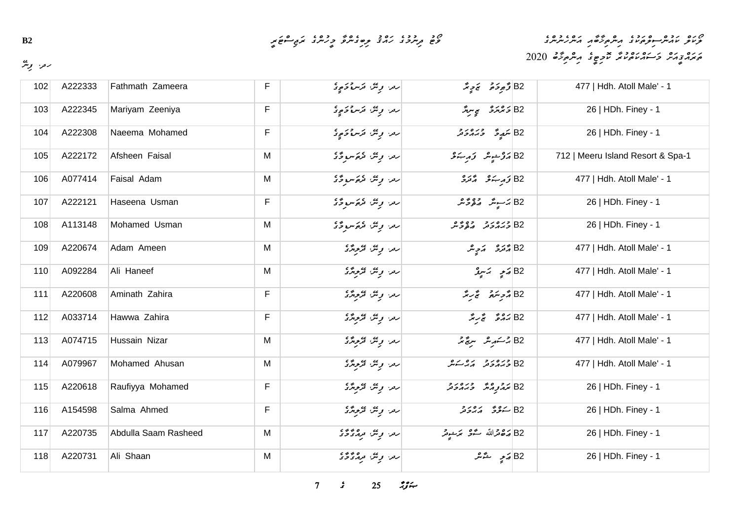| 102 | A222333 | Fathmath Zameera | F | رعد. وِسٌ، تَرَسِرْ وَمِي وَ | B2 وَّجِوَدَةُ يَجِي مَدَّ | 477 \| Hdh. Atoll Male' - 1 |
|---|---|---|---|---|---|---|
| 103 | A222345 | Mariyam Zeeniya | F | رعد. وِسٌ، تَرَسِرْ وَمِي وَ | B2 وَيُرْمَرْدَ بِيِسِرِمَّدَ | 26 \| HDh. Finey - 1 |
| 104 | A222308 | Naeema Mohamed | F | رعد. وِسٌ، تَرَسِرْ وَمِي وَ | B2 سَمِيحٌ وَيَرْدَوَتْرَ | 26 \| HDh. Finey - 1 |
| 105 | A222172 | Afsheen Faisal | M | رعد. وِسٌ، تَرْمَوَسِعِ وَّ وَ | B2 مَرْتْرْشِيِشِرْ وَمْدِيَكَوْ | 712 \| Meeru Island Resort & Spa-1 |
| 106 | A077414 | Faisal Adam | M | رعد. وِسٌ، تَرْمَوَسِعِ وَّ وَ | B2 وَمِرِيَنَوْ مُرْتَرَدْ | 477 \| Hdh. Atoll Male' - 1 |
| 107 | A222121 | Haseena Usman | F | رعد. وِسٌ، تَرْمَوَسِعِ وَّ وَ | B2 بَرْسِيِسَّرْ مُرْهُوَّسَرْ | 26 \| HDh. Finey - 1 |
| 108 | A113148 | Mohamed Usman | M | رعد. وِسٌ، تَرْمَوَسِعِ وَّ وَ | B2 وَيَرْدَوَتْرَ مُرْهُوَّسَرْ | 26 \| HDh. Finey - 1 |
| 109 | A220674 | Adam Ameen | M | رعد. وِسٌ، تَرْمُوتَرِّ وَ | B2 مُرْتَرَدْ مَرِجِسَّرْ | 477 \| Hdh. Atoll Male' - 1 |
| 110 | A092284 | Ali Haneef | M | رعد. وِسٌ، تَرْمُوتَرِّ وَ | B2 مَرِجِ بَرْسِرِوْ | 477 \| Hdh. Atoll Male' - 1 |
| 111 | A220608 | Aminath Zahira | F | رعد. وِسٌ، تَرْمُوتَرِّ وَ | B2 مُرْجِسَرَةُ يَجُرِمَّدَ | 477 \| Hdh. Atoll Male' - 1 |
| 112 | A033714 | Hawwa Zahira | F | رعد. وِسٌ، تَرْمُوتَرِّ وَ | B2 بَرْمُوَّ يَجُرِمَّدَ | 477 \| Hdh. Atoll Male' - 1 |
| 113 | A074715 | Hussain Nizar | M | رعد. وِسٌ، تَرْمُوتَرِّ وَ | B2 بُرْسَمَرِسْرْ سِرِجَ بَرْ | 477 \| Hdh. Atoll Male' - 1 |
| 114 | A079967 | Mohamed Ahusan | M | رعد. وِسٌ، تَرْمُوتَرِّ وَ | B2 وَيَرْدَوَتْرَ مَرْبُرْسَكَسَّرْ | 477 \| Hdh. Atoll Male' - 1 |
| 115 | A220618 | Raufiyya Mohamed | F | رعد. وِسٌ، تَرْمُوتَرِّ وَ | B2 بَرْمُوَرِمُرِمَّدَ وَيَرْدَوَتْرَ | 26 \| HDh. Finey - 1 |
| 116 | A154598 | Salma Ahmed | F | رعد. وِسٌ، تَرْمُوتَرِّ وَ | B2 سَكَوْدَّ مَرْدْوَتْرَ | 26 \| HDh. Finey - 1 |
| 117 | A220735 | Abdulla Saam Rasheed | M | رعد. وِسٌ، تَرِمْرُّ وَّ وَ | B2 مَرْهُوتْرَاللّه سُمَّوْ بَرْشِوِتْرَ | 26 \| HDh. Finey - 1 |
| 118 | A220731 | Ali Shaan | M | رعد. وِسٌ، تَرِمْرُّ وَّ وَ | B2 مَرِجِ شَمَّسَرْ | 26 \| HDh. Finey - 1 |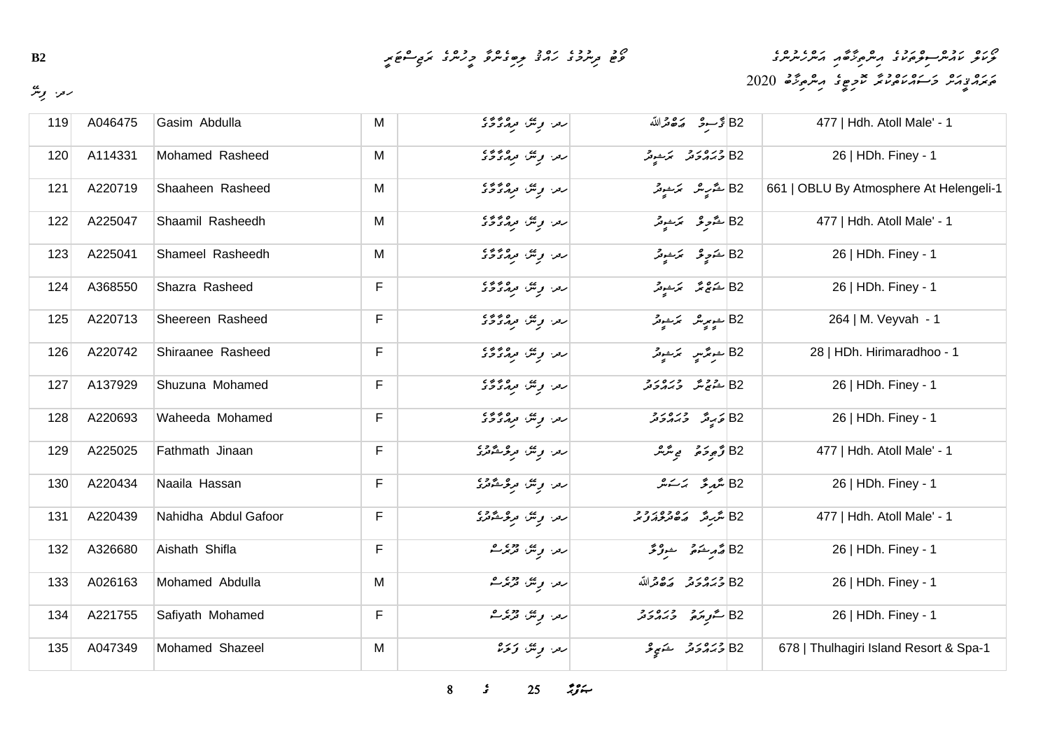| 119 | A046475 | Gasim Abdulla | M | ހދ. ފިނޭ، ދިއްގުމާގެ | ޤާސިމް އަބްދުﷲ B2 | 477 \| Hdh. Atoll Male' - 1 |
|---|---|---|---|---|---|---|
| 120 | A114331 | Mohamed Rasheed | M | ހދ. ފިނޭ، ދިއްގުމާގެ | މުހައްމަދު ރަޝީދު B2 | 26 \| HDh. Finey - 1 |
| 121 | A220719 | Shaaheen Rasheed | M | ހދ. ފިނޭ، ދިއްގުމާގެ | ޝާހީން ރަޝީދު B2 | 661 \| OBLU By Atmosphere At Helengeli-1 |
| 122 | A225047 | Shaamil Rasheedh | M | ހދ. ފިނޭ، ދިއްގުމާގެ | ޝާމިލް ރަޝީދު B2 | 477 \| Hdh. Atoll Male' - 1 |
| 123 | A225041 | Shameel Rasheedh | M | ހދ. ފިނޭ، ދިއްގުމާގެ | ޝަމީލް ރަޝީދު B2 | 26 \| HDh. Finey - 1 |
| 124 | A368550 | Shazra Rasheed | F | ހދ. ފިނޭ، ދިއްގުމާގެ | ޝަޒްރާ ރަޝީދު B2 | 26 \| HDh. Finey - 1 |
| 125 | A220713 | Sheereen Rasheed | F | ހދ. ފިނޭ، ދިއްގުމާގެ | ޝީރީން ރަޝީދު B2 | 264 \| M. Veyvah - 1 |
| 126 | A220742 | Shiraanee Rasheed | F | ހދ. ފިނޭ، ދިއްގުމާގެ | ޝިރާނީ ރަޝީދު B2 | 28 \| HDh. Hirimaradhoo - 1 |
| 127 | A137929 | Shuzuna Mohamed | F | ހދ. ފިނޭ، ދިއްގުމާގެ | ޝުޒުނާ މުހައްމަދު B2 | 26 \| HDh. Finey - 1 |
| 128 | A220693 | Waheeda Mohamed | F | ހދ. ފިނޭ، ދިއްގުމާގެ | ވަހީދާ މުހައްމަދު B2 | 26 \| HDh. Finey - 1 |
| 129 | A225025 | Fathmath Jinaan | F | ހދ. ފިނޭ، ދިލްޝާދުގެ | ފާތިމަތު ޖިނާން B2 | 477 \| Hdh. Atoll Male' - 1 |
| 130 | A220434 | Naaila Hassan | F | ހދ. ފިނޭ، ދިލްޝާދުގެ | ނާއިލާ ހަސަން B2 | 26 \| HDh. Finey - 1 |
| 131 | A220439 | Nahidha Abdul Gafoor | F | ހދ. ފިނޭ، ދިލްޝާދުގެ | ނާހިދާ އަބްދުލްޣަފޫރު B2 | 477 \| Hdh. Atoll Male' - 1 |
| 132 | A326680 | Aishath Shifla | F | ހދ. ފިނޭ، ދޫރެސް | އާއިޝަތު ޝިފްލާ B2 | 26 \| HDh. Finey - 1 |
| 133 | A026163 | Mohamed Abdulla | M | ހދ. ފިނޭ، ދޫރެސް | މުހައްމަދު އަބްދުﷲ B2 | 26 \| HDh. Finey - 1 |
| 134 | A221755 | Safiyath Mohamed | F | ހދ. ފިނޭ، ދޫރެސް | ސާފިޔަތު މުހައްމަދު B2 | 26 \| HDh. Finey - 1 |
| 135 | A047349 | Mohamed Shazeel | M | ހދ. ފިނޭ، ވަލަ | މުހައްމަދު ޝަޒީލް B2 | 678 \| Thulhagiri Island Resort & Spa-1 |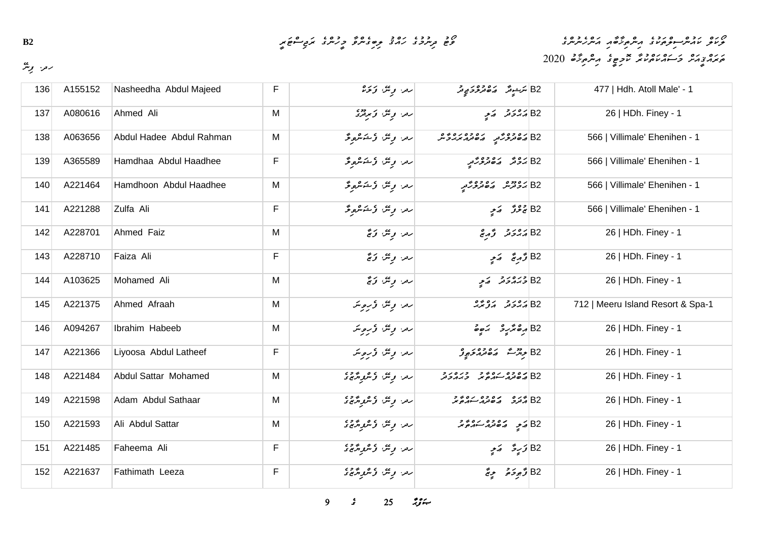| 136 | A155152 | Nasheedha Abdul Majeed | F | ހދ. ފިނޭ، ފަލަށް | B2 ނަޝީދާ އަބްދުލްމަޖީދު | 477 \| Hdh. Atoll Male' - 1 |
|---|---|---|---|---|---|---|
| 137 | A080616 | Ahmed Ali | M | ހދ. ފިނޭ، ފަރުދާގެ | B2 އަޙްމަދު ޢަލީ | 26 \| HDh. Finey - 1 |
| 138 | A063656 | Abdul Hadee Abdul Rahman | M | ހދ. ފިނޭ، ފްލަވަރވިލާ | B2 އަބްދުލްހާދީ އަބްދުއްރަޙްމާން | 566 \| Villimale' Ehenihen - 1 |
| 139 | A365589 | Hamdhaa Abdul Haadhee | F | ހދ. ފިނޭ، ފްލަވަރވިލާ | B2 ހަމްދާ އަބްދުލްހާދީ | 566 \| Villimale' Ehenihen - 1 |
| 140 | A221464 | Hamdhoon Abdul Haadhee | M | ހދ. ފިނޭ، ފްލަވަރވިލާ | B2 ހަމްދޫން އަބްދުލްހާދީ | 566 \| Villimale' Ehenihen - 1 |
| 141 | A221288 | Zulfa Ali | F | ހދ. ފިނޭ، ފްލަވަރވިލާ | B2 ޒުލްފާ ޢަލީ | 566 \| Villimale' Ehenihen - 1 |
| 142 | A228701 | Ahmed Faiz | M | ހދ. ފިނޭ، ފަޒާ | B2 އަޙްމަދު ފާއިޒު | 26 \| HDh. Finey - 1 |
| 143 | A228710 | Faiza Ali | F | ހދ. ފިނޭ، ފަޒާ | B2 ފާއިޒާ ޢަލީ | 26 \| HDh. Finey - 1 |
| 144 | A103625 | Mohamed Ali | M | ހދ. ފިނޭ، ފަޒާ | B2 މުޙައްމަދު ޢަލީ | 26 \| HDh. Finey - 1 |
| 145 | A221375 | Ahmed Afraah | M | ހދ. ފިނޭ، ފިރިވިނަ | B2 އަޙްމަދު އަފްރާހް | 712 \| Meeru Island Resort & Spa-1 |
| 146 | A094267 | Ibrahim Habeeb | M | ހދ. ފިނޭ، ފިރިވިނަ | B2 އިބްރާހީމް ހަބީބު | 26 \| HDh. Finey - 1 |
| 147 | A221366 | Liyoosa Abdul Latheef | F | ހދ. ފިނޭ، ފިރިވިނަ | B2 ލިޔޫސާ އަބްދުއްލަޠީފު | 26 \| HDh. Finey - 1 |
| 148 | A221484 | Abdul Sattar Mohamed | M | ހދ. ފިނޭ، ފްލޯރަލްގެ | B2 އަބްދުއްސައްތާރު މުޙައްމަދު | 26 \| HDh. Finey - 1 |
| 149 | A221598 | Adam Abdul Sathaar | M | ހދ. ފިނޭ، ފްލޯރަލްގެ | B2 އާދަމް އަބްދުއްސައްތާރު | 26 \| HDh. Finey - 1 |
| 150 | A221593 | Ali Abdul Sattar | M | ހދ. ފިނޭ، ފްލޯރަލްގެ | B2 ޢަލީ އަބްދުއްސައްތާރު | 26 \| HDh. Finey - 1 |
| 151 | A221485 | Faheema Ali | F | ހދ. ފިނޭ، ފްލޯރަލްގެ | B2 ފަހީމާ ޢަލީ | 26 \| HDh. Finey - 1 |
| 152 | A221637 | Fathimath Leeza | F | ހދ. ފިނޭ، ފްލޯރަލްގެ | B2 ފާތިމަތު ލީޒާ | 26 \| HDh. Finey - 1 |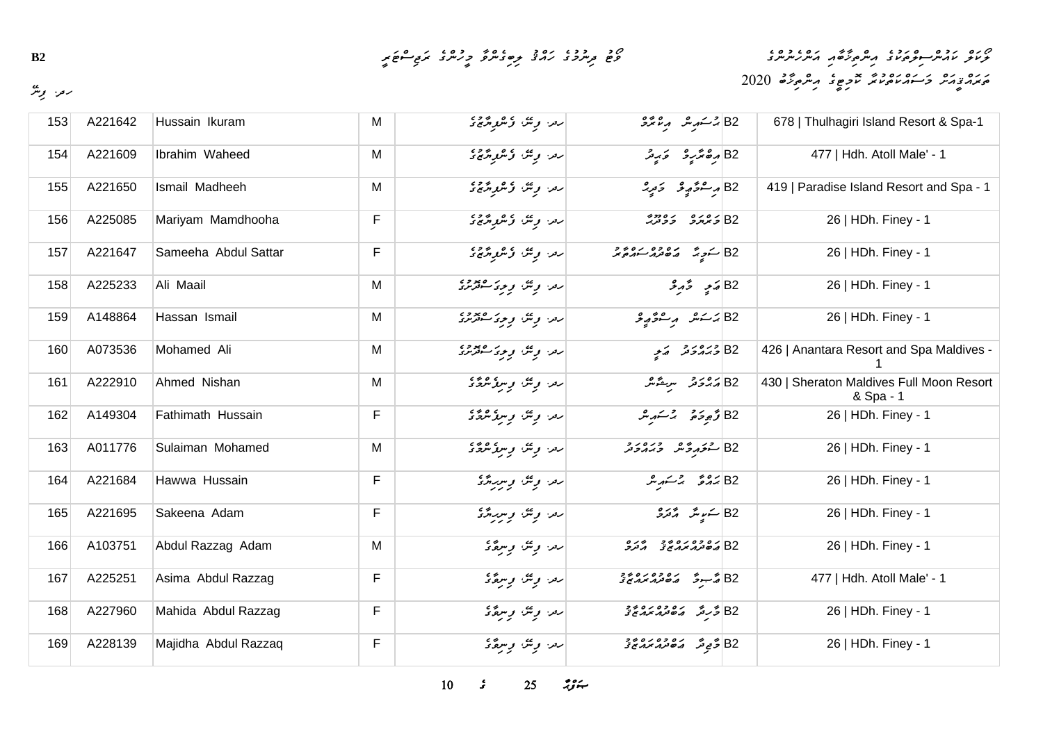| 153 | A221642 | Hussain Ikuram | M | ހދ. ފިނޭ. ފެންފިޔާޒު | B2 ޙުސައިން އިކުރާމް | 678 \| Thulhagiri Island Resort & Spa-1 |
|---|---|---|---|---|---|---|
| 154 | A221609 | Ibrahim Waheed | M | ހދ. ފިނޭ. ފެންފިޔާޒު | B2 އިބްރާހީމް ވަޙީދު | 477 \| Hdh. Atoll Male' - 1 |
| 155 | A221650 | Ismail Madheeh | M | ހދ. ފިނޭ. ފެންފިޔާޒު | B2 އިސްމާޢީލް މަދީޙް | 419 \| Paradise Island Resort and Spa - 1 |
| 156 | A225085 | Mariyam Mamdhooha | F | ހދ. ފިނޭ. ފެންފިޔާޒު | B2 މަރިޔަމް މަމްދޫޙާ | 26 \| HDh. Finey - 1 |
| 157 | A221647 | Sameeha Abdul Sattar | F | ހދ. ފިނޭ. ފެންފިޔާޒު | B2 ސަމީޙާ އަބްދުއްސައްތާރު | 26 \| HDh. Finey - 1 |
| 158 | A225233 | Ali Maail | M | ހދ. ފިނޭ. ފިނިފެންމާގޭ | B2 އަލީ މާއިލް | 26 \| HDh. Finey - 1 |
| 159 | A148864 | Hassan Ismail | M | ހދ. ފިނޭ. ފިނިފެންމާގޭ | B2 ހަސަން އިސްމާޢީލް | 26 \| HDh. Finey - 1 |
| 160 | A073536 | Mohamed Ali | M | ހދ. ފިނޭ. ފިނިފެންމާގޭ | B2 މުޙައްމަދު އަލީ | 426 \| Anantara Resort and Spa Maldives - 1 |
| 161 | A222910 | Ahmed Nishan | M | ހދ. ފިނޭ. ފިނިފެންމާގޭ | B2 އަޙްމަދު ނިޝާން | 430 \| Sheraton Maldives Full Moon Resort & Spa - 1 |
| 162 | A149304 | Fathimath Hussain | F | ހދ. ފިނޭ. ފިނިފެންމާގޭ | B2 ފާތިމަތު ޙުސައިން | 26 \| HDh. Finey - 1 |
| 163 | A011776 | Sulaiman Mohamed | M | ހދ. ފިނޭ. ފިނިފެންމާގޭ | B2 ސުލައިމާން މުޙައްމަދު | 26 \| HDh. Finey - 1 |
| 164 | A221684 | Hawwa Hussain | F | ހދ. ފިނޭ. ފިނިފިނިގެ | B2 ޙައްވާ ޙުސައިން | 26 \| HDh. Finey - 1 |
| 165 | A221695 | Sakeena Adam | F | ހދ. ފިނޭ. ފިނިފިނިގެ | B2 ސަކީނާ އާދަމް | 26 \| HDh. Finey - 1 |
| 166 | A103751 | Abdul Razzag Adam | M | ހދ. ފިނޭ. ފިނިވާގެ | B2 އަބްދުއްރައްޒާގު އާދަމް | 26 \| HDh. Finey - 1 |
| 167 | A225251 | Asima Abdul Razzag | F | ހދ. ފިނޭ. ފިނިވާގެ | B2 އާސިމާ އަބްދުއްރައްޒާގު | 477 \| Hdh. Atoll Male' - 1 |
| 168 | A227960 | Mahida Abdul Razzag | F | ހދ. ފިނޭ. ފިނިވާގެ | B2 މާހިދާ އަބްދުއްރައްޒާގު | 26 \| HDh. Finey - 1 |
| 169 | A228139 | Majidha Abdul Razzaq | F | ހދ. ފިނޭ. ފިނިވާގެ | B2 މާޖިދާ އަބްދުއްރައްޒާގު | 26 \| HDh. Finey - 1 |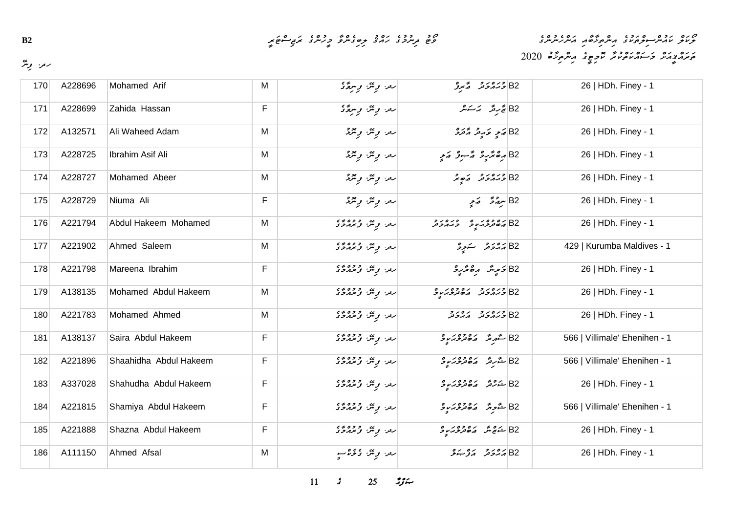| 170 | A228696 | Mohamed Arif | M | ހދ. ފިނޭ، ފިނިފުގެ | B2 ޖުމައުމަ ޤާރީފް | 26 \| HDh. Finey - 1 |
|---|---|---|---|---|---|---|
| 171 | A228699 | Zahida Hassan | F | ހދ. ފިނޭ، ފިނިފުގެ | B2 ޒާހިދާ ހަސަން | 26 \| HDh. Finey - 1 |
| 172 | A132571 | Ali Waheed Adam | M | ހދ. ފިނޭ، ފިނޮޅު | B2 އަލި ވަހީދު އާދަމް | 26 \| HDh. Finey - 1 |
| 173 | A228725 | Ibrahim Asif Ali | M | ހދ. ފިނޭ، ފިނޮޅު | B2 އިބްރާހީމް އާސިފް އަލި | 26 \| HDh. Finey - 1 |
| 174 | A228727 | Mohamed Abeer | M | ހދ. ފިނޭ، ފިނޮޅު | B2 މުޙައްމަދު އަބީރު | 26 \| HDh. Finey - 1 |
| 175 | A228729 | Niuma Ali | F | ހދ. ފިނޭ، ފިނޮޅު | B2 ނިޢުމާ އަލި | 26 \| HDh. Finey - 1 |
| 176 | A221794 | Abdul Hakeem Mohamed | M | ހދ. ފިނޭ، ފެހިމާގެ | B2 އަބްދުލްޙަކީމް މުޙައްމަދު | 26 \| HDh. Finey - 1 |
| 177 | A221902 | Ahmed Saleem | M | ހދ. ފިނޭ، ފެހިމާގެ | B2 އަޙްމަދު ސަލީމް | 429 \| Kurumba Maldives - 1 |
| 178 | A221798 | Mareena Ibrahim | F | ހދ. ފިނޭ، ފެހިމާގެ | B2 މަރީނާ އިބްރާހީމް | 26 \| HDh. Finey - 1 |
| 179 | A138135 | Mohamed Abdul Hakeem | M | ހދ. ފިނޭ، ފެހިމާގެ | B2 މުޙައްމަދު އަބްދުލްޙަކީމް | 26 \| HDh. Finey - 1 |
| 180 | A221783 | Mohamed Ahmed | M | ހދ. ފިނޭ، ފެހިމާގެ | B2 މުޙައްމަދު އަޙްމަދު | 26 \| HDh. Finey - 1 |
| 181 | A138137 | Saira Abdul Hakeem | F | ހދ. ފިނޭ، ފެހިމާގެ | B2 ސާއިރާ އަބްދުލްޙަކީމް | 566 \| Villimale' Ehenihen - 1 |
| 182 | A221896 | Shaahidha Abdul Hakeem | F | ހދ. ފިނޭ، ފެހިމާގެ | B2 ޝާހިދާ އަބްދުލްޙަކީމް | 566 \| Villimale' Ehenihen - 1 |
| 183 | A337028 | Shahudha Abdul Hakeem | F | ހދ. ފިނޭ، ފެހިމާގެ | B2 ޝަހުދާ އަބްދުލްޙަކީމް | 26 \| HDh. Finey - 1 |
| 184 | A221815 | Shamiya Abdul Hakeem | F | ހދ. ފިނޭ، ފެހިމާގެ | B2 ޝާމިޔާ އަބްދުލްޙަކީމް | 566 \| Villimale' Ehenihen - 1 |
| 185 | A221888 | Shazna Abdul Hakeem | F | ހދ. ފިނޭ، ފެހިމާގެ | B2 ޝަޒްނާ އަބްދުލްޙަކީމް | 26 \| HDh. Finey - 1 |
| 186 | A111150 | Ahmed Afsal | M | ހދ. ފިނޭ، ގުލްޒާރު | B2 އަޙްމަދު އަފްސަލް | 26 \| HDh. Finey - 1 |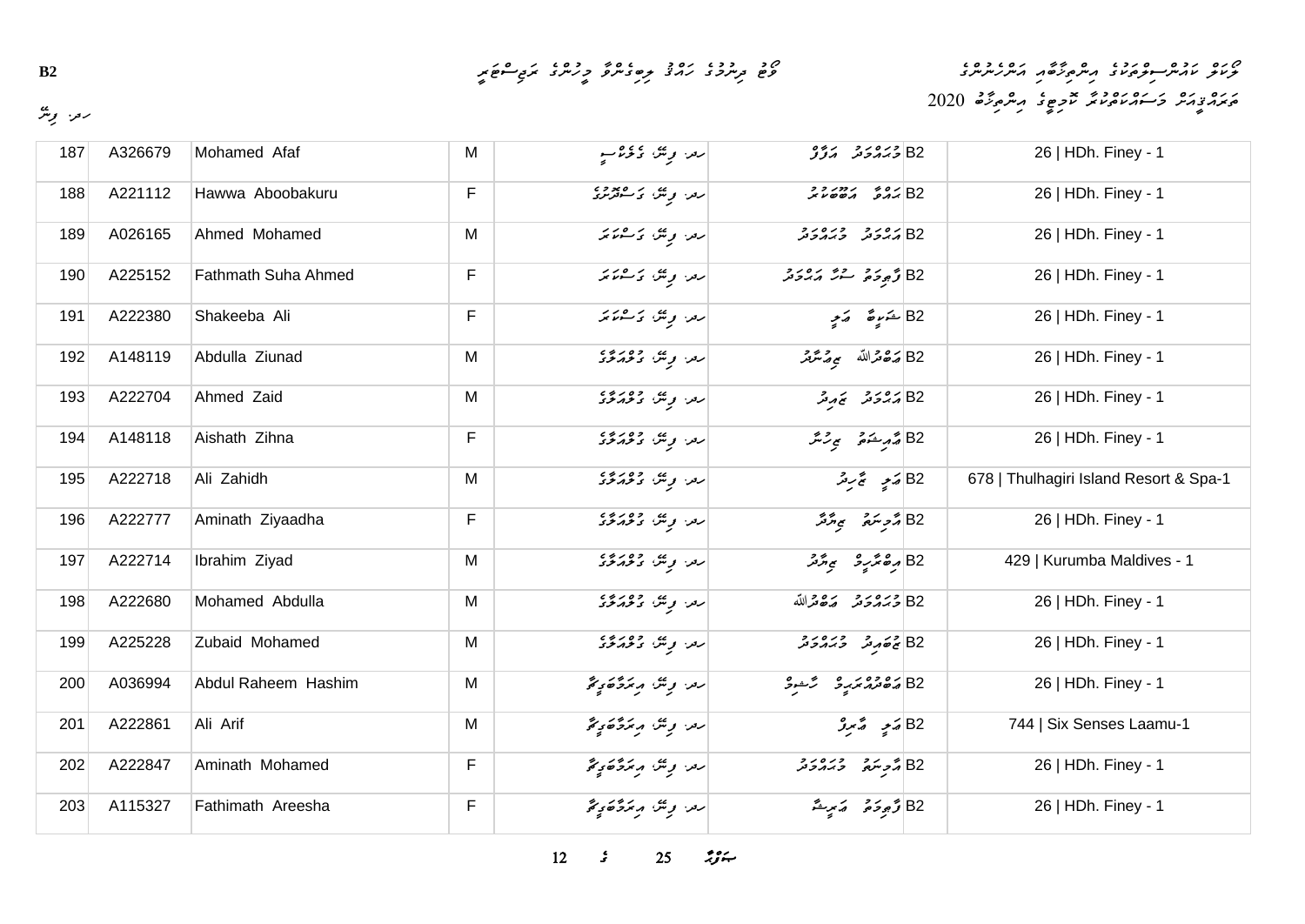| 187 | A326679 | Mohamed Afaf | M | ހދ. ފިނޭ، ގެލެކްސީ | B2 މުޙައްމަދު އަފާފް | 26 \| HDh. Finey - 1 |
|---|---|---|---|---|---|---|
| 188 | A221112 | Hawwa Aboobakuru | F | ހދ. ފިނޭ، ގަސްތޫރީގެ | B2 ޙައްވާ އަބޫބަކުރު | 26 \| HDh. Finey - 1 |
| 189 | A026165 | Ahmed Mohamed | M | ހދ. ފިނޭ، ގަސްކަރަ | B2 އަޙްމަދު މުޙައްމަދު | 26 \| HDh. Finey - 1 |
| 190 | A225152 | Fathmath Suha Ahmed | F | ހދ. ފިނޭ، ގަސްކަރަ | B2 ފާތިމަތު ސުހާ އަޙްމަދު | 26 \| HDh. Finey - 1 |
| 191 | A222380 | Shakeeba Ali | F | ހދ. ފިނޭ، ގަސްކަރަ | B2 ޝަކީބާ އަލި | 26 \| HDh. Finey - 1 |
| 192 | A148119 | Abdulla Ziunad | M | ހދ. ފިނޭ، ގުލްއަވާގެ | B2 އަބްދުاللّٰه ޒިއުނާދު | 26 \| HDh. Finey - 1 |
| 193 | A222704 | Ahmed Zaid | M | ހދ. ފިނޭ، ގުލްއަވާގެ | B2 އަޙްމަދު ޒައިދު | 26 \| HDh. Finey - 1 |
| 194 | A148118 | Aishath Zihna | F | ހދ. ފިނޭ، ގުލްއަވާގެ | B2 އާއިޝަތު ޒިހްނާ | 26 \| HDh. Finey - 1 |
| 195 | A222718 | Ali Zahidh | M | ހދ. ފިނޭ، ގުލްއަވާގެ | B2 އަލި ޒާހިދު | 678 \| Thulhagiri Island Resort & Spa-1 |
| 196 | A222777 | Aminath Ziyaadha | F | ހދ. ފިނޭ، ގުލްއަވާގެ | B2 އާމިނަތު ޒިޔާދާ | 26 \| HDh. Finey - 1 |
| 197 | A222714 | Ibrahim Ziyad | M | ހދ. ފިނޭ، ގުލްއަވާގެ | B2 އިބްރާހީމް ޒިޔާދު | 429 \| Kurumba Maldives - 1 |
| 198 | A222680 | Mohamed Abdulla | M | ހދ. ފިނޭ، ގުލްއަވާގެ | B2 މުޙައްމަދު އަބްދުاللّٰه | 26 \| HDh. Finey - 1 |
| 199 | A225228 | Zubaid Mohamed | M | ހދ. ފިނޭ، ގުލްއަވާގެ | B2 ޒުބައިދު މުޙައްމަދު | 26 \| HDh. Finey - 1 |
| 200 | A036994 | Abdul Raheem Hashim | M | ހދ. ފިނޭ، އިރުމާބަގީޗާ | B2 އަބްދުއްރަޙީމް ހާޝިމް | 26 \| HDh. Finey - 1 |
| 201 | A222861 | Ali Arif | M | ހދ. ފިނޭ، އިރުމާބަގީޗާ | B2 އަލި އާރިފު | 744 \| Six Senses Laamu-1 |
| 202 | A222847 | Aminath Mohamed | F | ހދ. ފިނޭ، އިރުމާބަގީޗާ | B2 އާމިނަތު މުޙައްމަދު | 26 \| HDh. Finey - 1 |
| 203 | A115327 | Fathimath Areesha | F | ހދ. ފިނޭ، އިރުމާބަގީޗާ | B2 ފާތިމަތު އަރީޝާ | 26 \| HDh. Finey - 1 |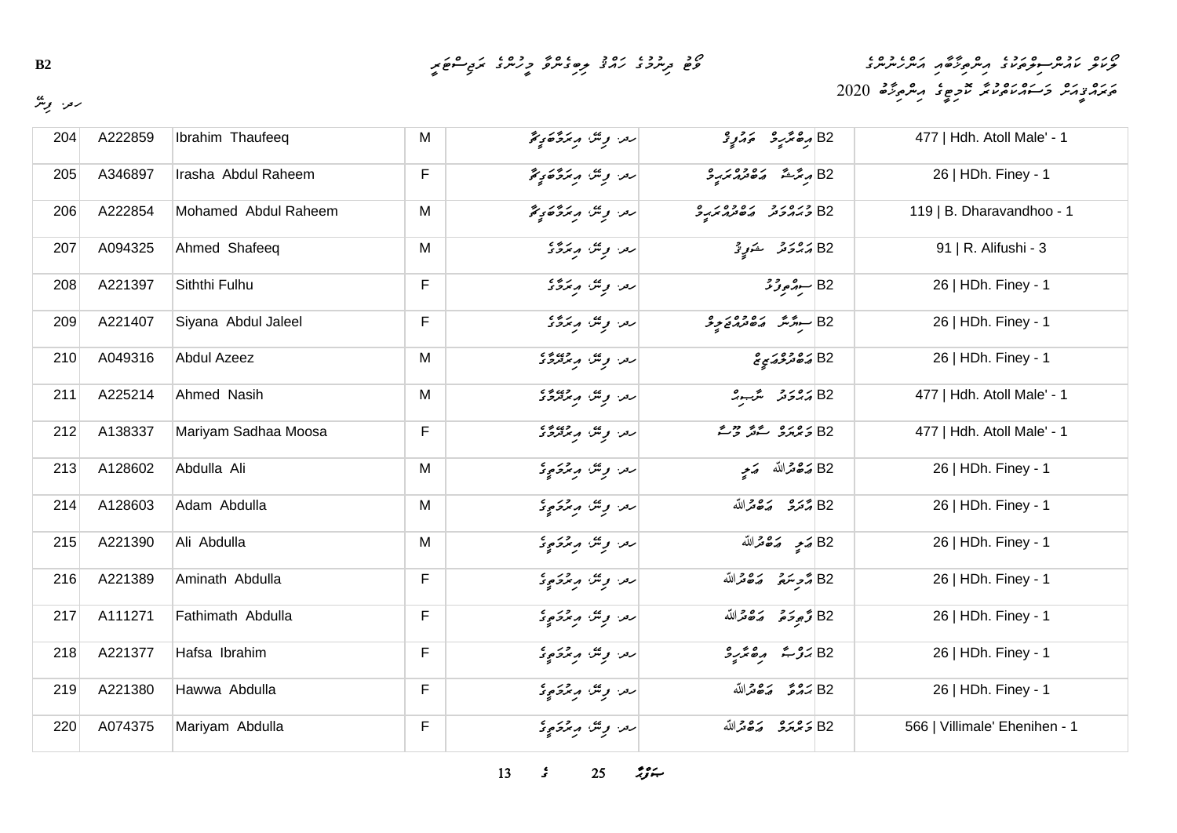| 204 | A222859 | Ibrahim Thaufeeq | M | ހދ. ފިނޭ، އިރުމާބަހީޗާ | B2 އިބްރާހީމް ތައުފީޤް | 477 \| Hdh. Atoll Male' - 1 |
|---|---|---|---|---|---|---|
| 205 | A346897 | Irasha Abdul Raheem | F | ހދ. ފިނޭ، އިރުމާބަހީޗާ | B2 އިރާޝާ ޢަބްދުއްރަޙީމް | 26 \| HDh. Finey - 1 |
| 206 | A222854 | Mohamed Abdul Raheem | M | ހދ. ފިނޭ، އިރުމާބަހީޗާ | B2 މުޙައްމަދު ޢަބްދުއްރަޙީމް | 119 \| B. Dharavandhoo - 1 |
| 207 | A094325 | Ahmed Shafeeq | M | ހދ. ފިނޭ، އިރުމާގެ | B2 އަޙްމަދު ޝަފީޤު | 91 \| R. Alifushi - 3 |
| 208 | A221397 | Siththi Fulhu | F | ހދ. ފިނޭ، އިރުމާގެ | B2 ސިއްތިފުޅު | 26 \| HDh. Finey - 1 |
| 209 | A221407 | Siyana Abdul Jaleel | F | ހދ. ފިނޭ، އިރުމާގެ | B2 ސިޔާނާ ޢަބްދުއްޖަލީލް | 26 \| HDh. Finey - 1 |
| 210 | A049316 | Abdul Azeez | M | ހދ. ފިނޭ، އިރުދޫގެ | B2 ޢަބްދުލްޢަޒީޒު | 26 \| HDh. Finey - 1 |
| 211 | A225214 | Ahmed Nasih | M | ހދ. ފިނޭ، އިރުދޫގެ | B2 އަޙްމަދު ނާސިޙް | 477 \| Hdh. Atoll Male' - 1 |
| 212 | A138337 | Mariyam Sadhaa Moosa | F | ހދ. ފިނޭ، އިރުދޫގެ | B2 މަރިޔަމް ސަދާ މޫސާ | 477 \| Hdh. Atoll Male' - 1 |
| 213 | A128602 | Abdulla Ali | M | ހދ. ފިނޭ، އިރުމަތީގެ | B2 ޢަބްދުﷲ ޢަލީ | 26 \| HDh. Finey - 1 |
| 214 | A128603 | Adam Abdulla | M | ހދ. ފިނޭ، އިރުމަތީގެ | B2 އާދަމް ޢަބްދުﷲ | 26 \| HDh. Finey - 1 |
| 215 | A221390 | Ali Abdulla | M | ހދ. ފިނޭ، އިރުމަތީގެ | B2 ޢަލީ ޢަބްދުﷲ | 26 \| HDh. Finey - 1 |
| 216 | A221389 | Aminath Abdulla | F | ހދ. ފިނޭ، އިރުމަތީގެ | B2 އާމިނަތު ޢަބްދުﷲ | 26 \| HDh. Finey - 1 |
| 217 | A111271 | Fathimath Abdulla | F | ހދ. ފިނޭ، އިރުމަތީގެ | B2 ފާތިމަތު ޢަބްދުﷲ | 26 \| HDh. Finey - 1 |
| 218 | A221377 | Hafsa Ibrahim | F | ހދ. ފިނޭ، އިރުމަތީގެ | B2 ހަފްސާ އިބްރާހީމް | 26 \| HDh. Finey - 1 |
| 219 | A221380 | Hawwa Abdulla | F | ހދ. ފިނޭ، އިރުމަތީގެ | B2 ހައްވާ ޢަބްދުﷲ | 26 \| HDh. Finey - 1 |
| 220 | A074375 | Mariyam Abdulla | F | ހދ. ފިނޭ، އިރުމަތީގެ | B2 މަރިޔަމް ޢަބްދުﷲ | 566 \| Villimale' Ehenihen - 1 |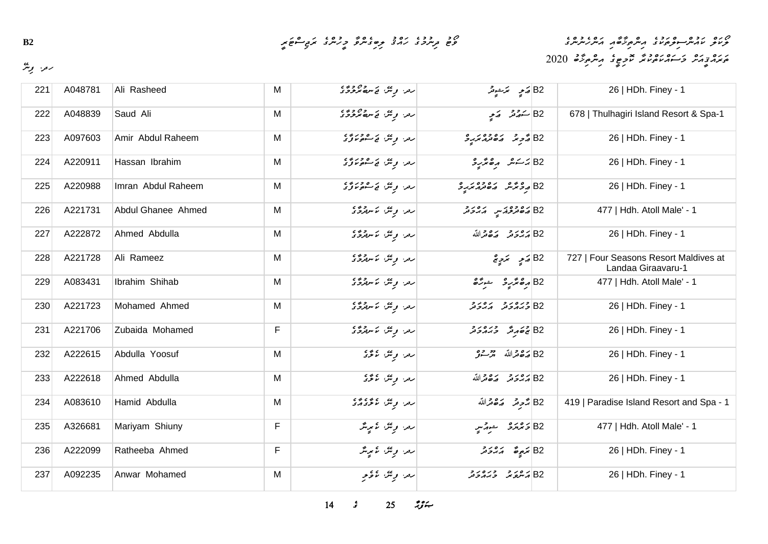| 221 | A048781 | Ali Rasheed | M | رعر. وِسٌ، ڪَ سِھ ٽرڪرڪ | B2 مَرِ بَرَشِيرُ | 26 \| HDh. Finey - 1 |
|---|---|---|---|---|---|---|
| 222 | A048839 | Saud Ali | M | رعر. وِسٌ، ڪَ سِھ ٽرڪرڪ | B2 سَهُرُ مَرِ | 678 \| Thulhagiri Island Resort & Spa-1 |
| 223 | A097603 | Amir Abdul Raheem | M | رعر. وِسٌ، ڪَ سُھوَ ڪرُ | B2 مُرِ مَرْ مَھْ قُرْمَرَبِرُ | 26 \| HDh. Finey - 1 |
| 224 | A220911 | Hassan Ibrahim | M | رعر. وِسٌ، ڪَ سُھوَ ڪرُ | B2 بَرَسَرُ مِرْھُرُ تَرِرُ | 26 \| HDh. Finey - 1 |
| 225 | A220988 | Imran Abdul Raheem | M | رعر. وِسٌ، ڪَ سُھوَ ڪرُ | B2 مِرْوَتَرُ مَھْ قُرْمَرَبِرُ | 26 \| HDh. Finey - 1 |
| 226 | A221731 | Abdul Ghanee Ahmed | M | رعر. وِسٌ، مَاسِرُدَرُ | B2 مَھْ قُرُوَمَسِ مَرْدَقُرُ | 477 \| Hdh. Atoll Male' - 1 |
| 227 | A222872 | Ahmed Abdulla | M | رعر. وِسٌ، مَاسِرُدَرُ | B2 مَرْدَقُرُ مَھْ قُرْاللّٰهُ | 26 \| HDh. Finey - 1 |
| 228 | A221728 | Ali Rameez | M | رعر. وِسٌ، مَاسِرُدَرُ | B2 مَرِ بَرَجِ جُ | 727 \| Four Seasons Resort Maldives at Landaa Giraavaru-1 |
| 229 | A083431 | Ibrahim Shihab | M | رعر. وِسٌ، مَاسِرُدَرُ | B2 مِرْھُرُ تَرِرُ شِرُرُ ھُ | 477 \| Hdh. Atoll Male' - 1 |
| 230 | A221723 | Mohamed Ahmed | M | رعر. وِسٌ، مَاسِرُدَرُ | B2 وَرَمَرُدَقُرُ مَرْدَقُرُ | 26 \| HDh. Finey - 1 |
| 231 | A221706 | Zubaida Mohamed | F | رعر. وِسٌ، مَاسِرُدَرُ | B2 جُھَمِرُ وَرَمَرُدَقُرُ | 26 \| HDh. Finey - 1 |
| 232 | A222615 | Abdulla Yoosuf | M | رعر. وِسٌ، مَاوَرُ | B2 مَھْ قُرْاللّٰهُ مِرُسُوُ | 26 \| HDh. Finey - 1 |
| 233 | A222618 | Ahmed Abdulla | M | رعر. وِسٌ، مَاوَرُ | B2 مَرْدَقُرُ مَھْ قُرْاللّٰهُ | 26 \| HDh. Finey - 1 |
| 234 | A083610 | Hamid Abdulla | M | رعر. وِسٌ، مَاوَرُمَرُ | B2 بُرْجِرُ مَھْ قُرْاللّٰهُ | 419 \| Paradise Island Resort and Spa - 1 |
| 235 | A326681 | Mariyam Shiuny | F | رعر. وِسٌ، مَابِرِسُ | B2 وَسُرُدَرُ شِرُمِسِ | 477 \| Hdh. Atoll Male' - 1 |
| 236 | A222099 | Ratheeba Ahmed | F | رعر. وِسٌ، مَابِرِسُ | B2 بَرَجِعُ مَرْدَقُرُ | 26 \| HDh. Finey - 1 |
| 237 | A092235 | Anwar Mohamed | M | رعر. وِسٌ، مَاوَوِ | B2 مَسُرُوَسُرُ وَرَمَرُدَقُرُ | 26 \| HDh. Finey - 1 |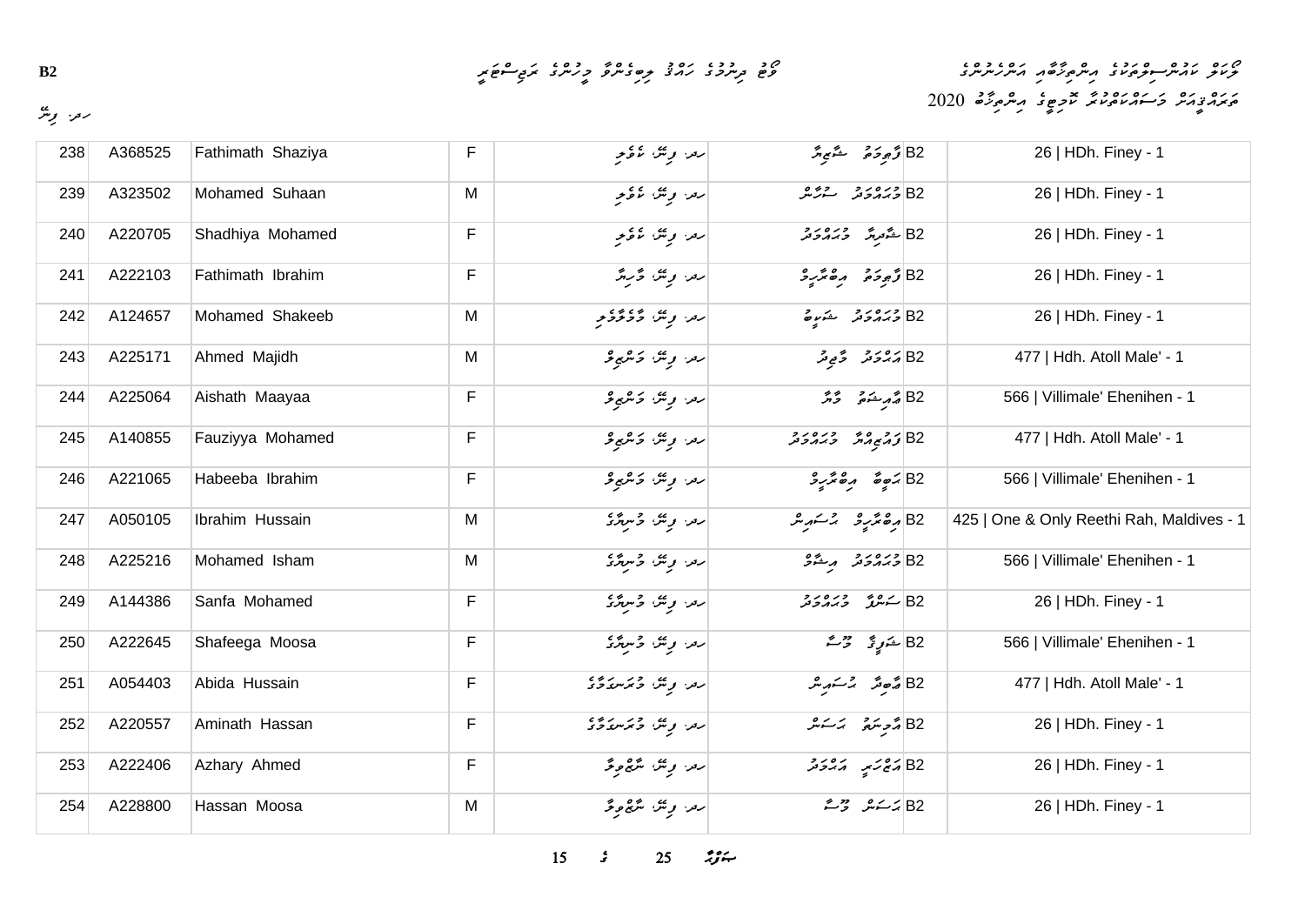| 238 | A368525 | Fathimath Shaziya | F | ހދ. ފިނޭ، ކެވެލި | ފާތިމަތު ޝާޒިޔާ B2 | 26 \| HDh. Finey - 1 |
|---|---|---|---|---|---|---|
| 239 | A323502 | Mohamed Suhaan | M | ހދ. ފިނޭ، ކެވެލި | މުހައްމަދު ސުހާން B2 | 26 \| HDh. Finey - 1 |
| 240 | A220705 | Shadhiya Mohamed | F | ހދ. ފިނޭ، ކެވެލި | ޝާދިޔާ މުހައްމަދު B2 | 26 \| HDh. Finey - 1 |
| 241 | A222103 | Fathimath Ibrahim | F | ހދ. ފިނޭ، ގާހިތާ | ފާތިމަތު އިބްރާހީމް B2 | 26 \| HDh. Finey - 1 |
| 242 | A124657 | Mohamed Shakeeb | M | ހދ. ފިނޭ، ގުލްފާމް | މުހައްމަދު ޝަކީބު B2 | 26 \| HDh. Finey - 1 |
| 243 | A225171 | Ahmed Majidh | M | ހދ. ފިނޭ، ގަންދީވާ | އަހްމަދު މާޖިދު B2 | 477 \| Hdh. Atoll Male' - 1 |
| 244 | A225064 | Aishath Maayaa | F | ހދ. ފިނޭ، ގަންދީވާ | އާއިޝަތު މާޔާ B2 | 566 \| Villimale' Ehenihen - 1 |
| 245 | A140855 | Fauziyya Mohamed | F | ހދ. ފިނޭ، ގަންދީވާ | ފައުޒިއްޔާ މުހައްމަދު B2 | 477 \| Hdh. Atoll Male' - 1 |
| 246 | A221065 | Habeeba Ibrahim | F | ހދ. ފިނޭ، ގަންދީވާ | ހަބީބާ އިބްރާހީމް B2 | 566 \| Villimale' Ehenihen - 1 |
| 247 | A050105 | Ibrahim Hussain | M | ހދ. ފިނޭ، ގުނަވާގެ | އިބްރާހީމް ހުސައިން B2 | 425 \| One & Only Reethi Rah, Maldives - 1 |
| 248 | A225216 | Mohamed Isham | M | ހދ. ފިނޭ، ގުނަވާގެ | މުހައްމަދު އިޝާމް B2 | 566 \| Villimale' Ehenihen - 1 |
| 249 | A144386 | Sanfa Mohamed | F | ހދ. ފިނޭ، ގުނަވާގެ | ސަންފާ މުހައްމަދު B2 | 26 \| HDh. Finey - 1 |
| 250 | A222645 | Shafeega Moosa | F | ހދ. ފިނޭ، ގުނަވާގެ | ޝަފީގާ މޫސާ B2 | 566 \| Villimale' Ehenihen - 1 |
| 251 | A054403 | Abida Hussain | F | ހދ. ފިނޭ، ގުރަނދަގާގެ | އާބިދާ ހުސައިން B2 | 477 \| Hdh. Atoll Male' - 1 |
| 252 | A220557 | Aminath Hassan | F | ހދ. ފިނޭ، ގުރަނދަގާގެ | އާމިނަތު ހަސަން B2 | 26 \| HDh. Finey - 1 |
| 253 | A222406 | Azhary Ahmed | F | ހދ. ފިނޭ، ނޫރުވިލާ | އަޒްހަރީ އަހްމަދު B2 | 26 \| HDh. Finey - 1 |
| 254 | A228800 | Hassan Moosa | M | ހދ. ފިނޭ، ނޫރުވިލާ | ހަސަން މޫސާ B2 | 26 \| HDh. Finey - 1 |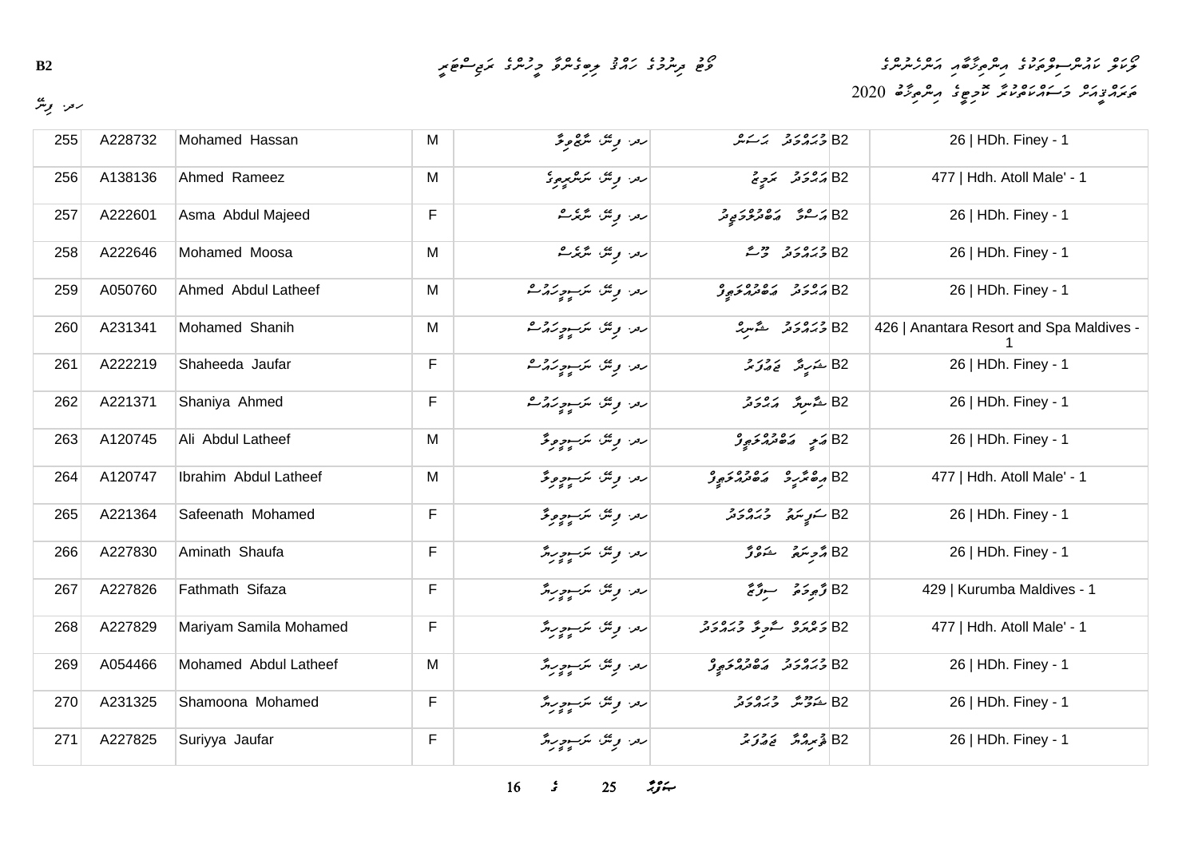| 255 | A228732 | Mohamed Hassan | M | ހދ. ފިނޭ، ނޫޅިވިލާ | B2  މުހައްމަދު ހަސަން | 26 \| HDh. Finey - 1 |
|---|---|---|---|---|---|---|
| 256 | A138136 | Ahmed Rameez | M | ހދ. ފިނޭ، ނަސްރީނުގެ | B2 އަހުމަދު ރަމީޒު | 477 \| Hdh. Atoll Male' - 1 |
| 257 | A222601 | Asma Abdul Majeed | F | ހދ. ފިނޭ، ނާރެހެ | B2 އަސްމާ އަބްދުލްމަޖީދު | 26 \| HDh. Finey - 1 |
| 258 | A222646 | Mohamed Moosa | M | ހދ. ފިނޭ، ނާރެހެ | B2 މުހައްމަދު މޫސާ | 26 \| HDh. Finey - 1 |
| 259 | A050760 | Ahmed Abdul Latheef | M | ހދ. ފިނޭ، ނަސީމީހައުސް | B2 އަހުމަދު އަބްދުއްލަޠީފު | 26 \| HDh. Finey - 1 |
| 260 | A231341 | Mohamed Shanih | M | ހދ. ފިނޭ، ނަސީމީހައުސް | B2 މުހައްމަދު ޝާނިހު | 426 \| Anantara Resort and Spa Maldives - 1 |
| 261 | A222219 | Shaheeda Jaufar | F | ހދ. ފިނޭ، ނަސީމީހައުސް | B2 ޝަހީދާ ޖައުފަރު | 26 \| HDh. Finey - 1 |
| 262 | A221371 | Shaniya Ahmed | F | ހދ. ފިނޭ، ނަސީމީހައުސް | B2 ޝާނިޔާ އަހުމަދު | 26 \| HDh. Finey - 1 |
| 263 | A120745 | Ali Abdul Latheef | M | ހދ. ފިނޭ، ނަސީމީވިލާ | B2 އަލި އަބްދުއްލަޠީފު | 26 \| HDh. Finey - 1 |
| 264 | A120747 | Ibrahim Abdul Latheef | M | ހދ. ފިނޭ، ނަސީމީވިލާ | B2 އިބްރާހީމް އަބްދުއްލަޠީފު | 477 \| Hdh. Atoll Male' - 1 |
| 265 | A221364 | Safeenath Mohamed | F | ހދ. ފިނޭ، ނަސީމީވިލާ | B2 ސަފީނަތު މުހައްމަދު | 26 \| HDh. Finey - 1 |
| 266 | A227830 | Aminath Shaufa | F | ހދ. ފިނޭ، ނަސީމީރިޔާ | B2 އާމިނަތު ޝައުފާ | 26 \| HDh. Finey - 1 |
| 267 | A227826 | Fathmath Sifaza | F | ހދ. ފިނޭ، ނަސީމީރިޔާ | B2 ފާތިމަތު ސިފާޒާ | 429 \| Kurumba Maldives - 1 |
| 268 | A227829 | Mariyam Samila Mohamed | F | ހދ. ފިނޭ، ނަސީމީރިޔާ | B2 މަރިޔަމް ސާމިލާ މުހައްމަދު | 477 \| Hdh. Atoll Male' - 1 |
| 269 | A054466 | Mohamed Abdul Latheef | M | ހދ. ފިނޭ، ނަސީމީރިޔާ | B2 މުހައްމަދު އަބްދުއްލަޠީފު | 26 \| HDh. Finey - 1 |
| 270 | A231325 | Shamoona Mohamed | F | ހދ. ފިނޭ، ނަސީމީރިޔާ | B2 ޝަމޫނާ މުހައްމަދު | 26 \| HDh. Finey - 1 |
| 271 | A227825 | Suriyya Jaufar | F | ހދ. ފިނޭ، ނަސީމީރިޔާ | B2 ސުރިއްޔާ ޖައުފަރު | 26 \| HDh. Finey - 1 |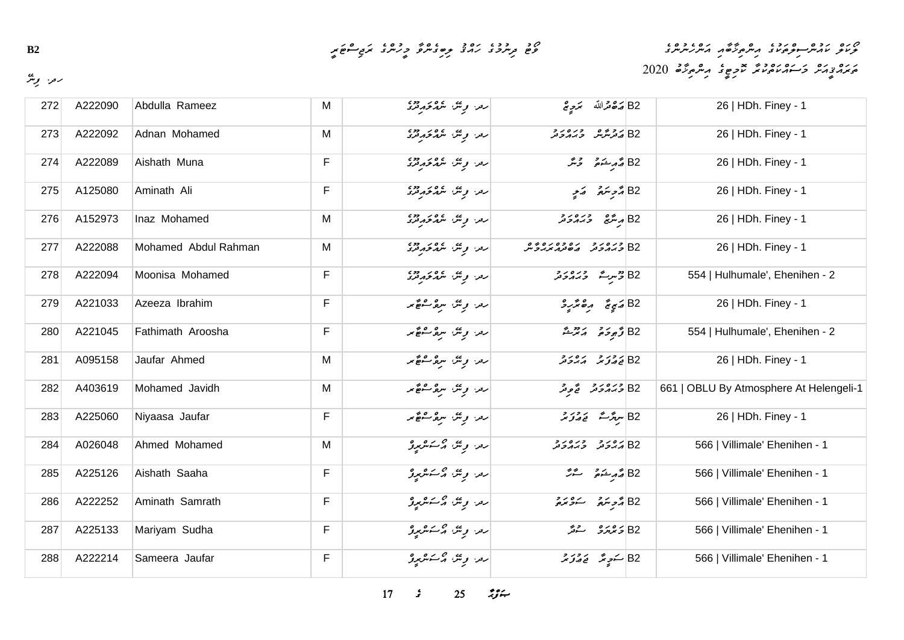| 272 | A222090 | Abdulla Rameez | M | ރދ. ވިނަ، ނަދެވެލިދޫ | B2 ﺍَﺑﺪُﻠﻠﻪ ﺭَﻣﻴﺰ | 26 \| HDh. Finey - 1 |
|---|---|---|---|---|---|---|
| 273 | A222092 | Adnan Mohamed | M | ރދ. ވިނަ، ނަދެވެލިދޫ | B2 އަދުނާން މުހައްމަދު | 26 \| HDh. Finey - 1 |
| 274 | A222089 | Aishath Muna | F | ރދ. ވިނަ، ނަދެވެލިދޫ | B2 އައިޝަތު މުނާ | 26 \| HDh. Finey - 1 |
| 275 | A125080 | Aminath Ali | F | ރދ. ވިނަ، ނަދެވެލިދޫ | B2 އާމިނަތު އަލި | 26 \| HDh. Finey - 1 |
| 276 | A152973 | Inaz Mohamed | M | ރދ. ވިނަ، ނަދެވެލިދޫ | B2 އިނާޒް މުހައްމަދު | 26 \| HDh. Finey - 1 |
| 277 | A222088 | Mohamed Abdul Rahman | M | ރދ. ވިނަ، ނަދެވެލިދޫ | B2 މުހައްމަދު އަބްދުއްރަހްމާން | 26 \| HDh. Finey - 1 |
| 278 | A222094 | Moonisa Mohamed | F | ރދ. ވިނަ، ނަދެވެލިދޫ | B2 މޫނިސާ މުހައްމަދު | 554 \| Hulhumale', Ehenihen - 2 |
| 279 | A221033 | Azeeza Ibrahim | F | ރދ. ވިނަ، ސިލްސިލާ | B2 އަޒީޒާ އިބްރާހީމް | 26 \| HDh. Finey - 1 |
| 280 | A221045 | Fathimath Aroosha | F | ރދ. ވިނަ، ސިލްސިލާ | B2 ފާތިމަތު އަރޫޝާ | 554 \| Hulhumale', Ehenihen - 2 |
| 281 | A095158 | Jaufar Ahmed | M | ރދ. ވިނަ، ސިލްސިލާ | B2 ޖައުފަރު އަހްމަދު | 26 \| HDh. Finey - 1 |
| 282 | A403619 | Mohamed Javidh | M | ރދ. ވިނަ، ސިލްސިލާ | B2 މުހައްމަދު ޖާވިދު | 661 \| OBLU By Atmosphere At Helengeli-1 |
| 283 | A225060 | Niyaasa Jaufar | F | ރދ. ވިނަ، ސިލްސިލާ | B2 ނިޔާސާ ޖައުފަރު | 26 \| HDh. Finey - 1 |
| 284 | A026048 | Ahmed Mohamed | M | ރދ. ވިނަ، އާސަންދިވާ | B2 އަހްމަދު މުހައްމަދު | 566 \| Villimale' Ehenihen - 1 |
| 285 | A225126 | Aishath Saaha | F | ރދ. ވިނަ، އާސަންދިވާ | B2 އައިޝަތު ސާހާ | 566 \| Villimale' Ehenihen - 1 |
| 286 | A222252 | Aminath Samrath | F | ރދ. ވިނަ، އާސަންދިވާ | B2 އާމިނަތު ސަމްރަތު | 566 \| Villimale' Ehenihen - 1 |
| 287 | A225133 | Mariyam Sudha | F | ރދ. ވިނަ، އާސަންދިވާ | B2 މަރިޔަމް ސުދާ | 566 \| Villimale' Ehenihen - 1 |
| 288 | A222214 | Sameera Jaufar | F | ރދ. ވިނަ، އާސަންދިވާ | B2 ސަމީރާ ޖައުފަރު | 566 \| Villimale' Ehenihen - 1 |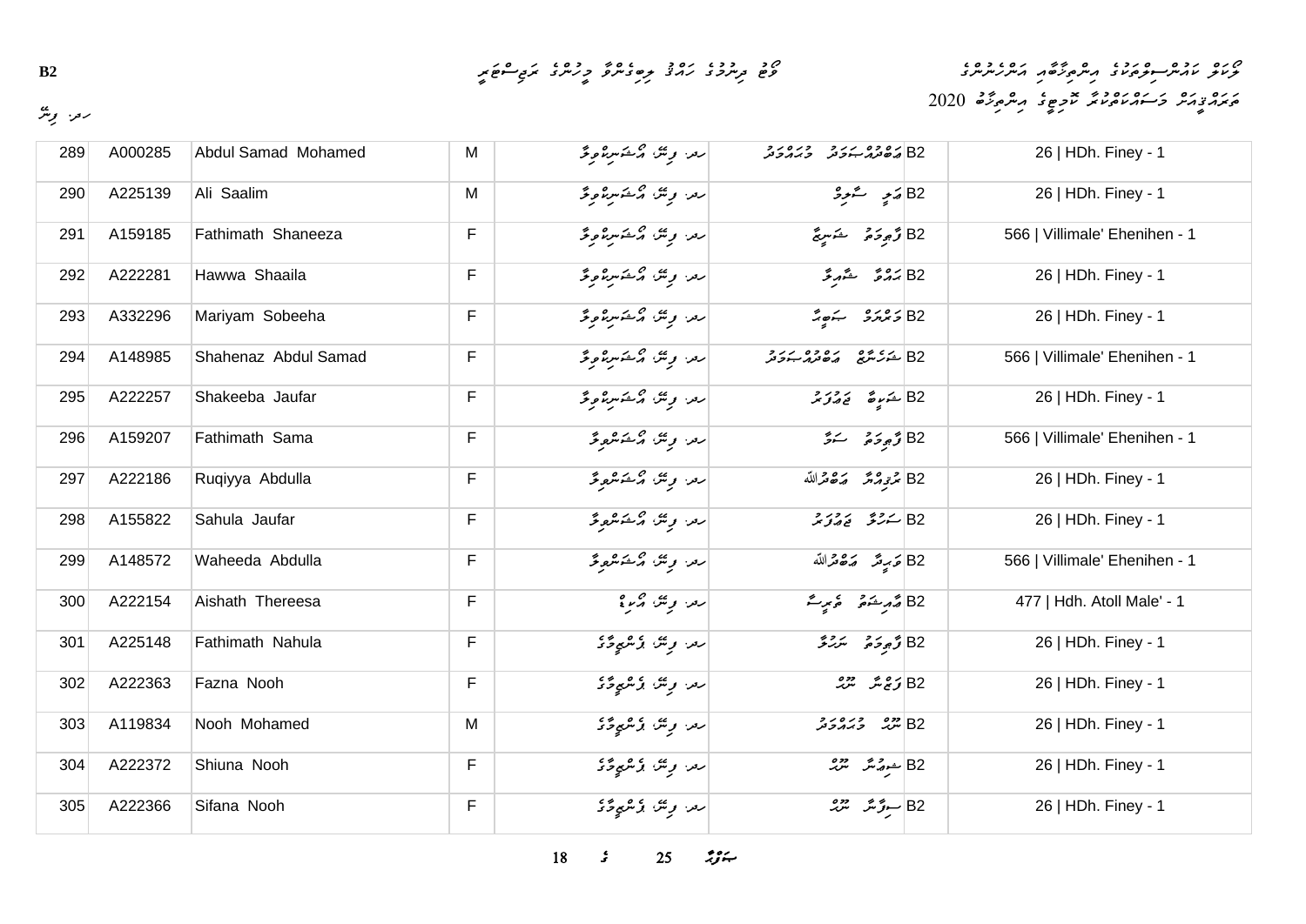| 289 | A000285 | Abdul Samad Mohamed | M | رحد. وِسٌ، مُرْسْتَسِرْعُوِرٌ | B2 مَرْهُ مُرْهُ سِرَوَدْ وِ رَ مُرْدَ تْرْ | 26 \| HDh. Finey - 1 |
|---|---|---|---|---|---|---|
| 290 | A225139 | Ali Saalim | M | رحد. وِسٌ، مُرْسْتَسِرْعُوِرٌ | B2 مَرَجِ سُمُوِدْ | 26 \| HDh. Finey - 1 |
| 291 | A159185 | Fathimath Shaneeza | F | رحد. وِسٌ، مُرْسْتَسِرْعُوِرٌ | B2 رُّجِوَدَ شَسِرِيَّ | 566 \| Villimale' Ehenihen - 1 |
| 292 | A222281 | Hawwa Shaaila | F | رحد. وِسٌ، مُرْسْتَسِرْعُوِرٌ | B2 بَرْدُوٌ شَّمِرِدٌ | 26 \| HDh. Finey - 1 |
| 293 | A332296 | Mariyam Sobeeha | F | رحد. وِسٌ، مُرْسْتَسِرْعُوِرٌ | B2 دَ بُرْبَرْدْ سِّوِبْرٌ | 26 \| HDh. Finey - 1 |
| 294 | A148985 | Shahenaz Abdul Samad | F | رحد. وِسٌ، مُرْسْتَسِرْعُوِرٌ | B2 شَرَرْسٌ مَرْهُ مُرْهُ سِرَوَدْ | 566 \| Villimale' Ehenihen - 1 |
| 295 | A222257 | Shakeeba Jaufar | F | رحد. وِسٌ، مُرْسْتَسِرْعُوِرٌ | B2 شَرِیِرَة ہِ مُرْدَرُ | 26 \| HDh. Finey - 1 |
| 296 | A159207 | Fathimath Sama | F | رحد. وِسٌ، مُرْسْتَسِرْعُوِرٌ | B2 رُّجِوَدَ سَدٌّ | 566 \| Villimale' Ehenihen - 1 |
| 297 | A222186 | Ruqiyya Abdulla | F | رحد. وِسٌ، مُرْسْتَسِرْعُوِرٌ | B2 بُرْتِوِمْرٌ مَرْهُ قْرَاللّه | 26 \| HDh. Finey - 1 |
| 298 | A155822 | Sahula Jaufar | F | رحد. وِسٌ، مُرْسْتَسِرْعُوِرٌ | B2 سَرْجٌ يَمْزَرُ | 26 \| HDh. Finey - 1 |
| 299 | A148572 | Waheeda Abdulla | F | رحد. وِسٌ، مُرْسْتَسِرْعُوِرٌ | B2 وَبِرِيمٌ مَرْهُ قْرَاللّه | 566 \| Villimale' Ehenihen - 1 |
| 300 | A222154 | Aishath Thereesa | F | رحد. وِسٌ، مُرْسِرْ | B2 مُرْمِرْ شَدَ مُوَسِيرٌ | 477 \| Hdh. Atoll Male' - 1 |
| 301 | A225148 | Fathimath Nahula | F | رحد. وِسٌ، بِرْسْرِوِدُّ | B2 رُّجِوَدَ سَرْجٌ | 26 \| HDh. Finey - 1 |
| 302 | A222363 | Fazna Nooh | F | رحد. وِسٌ، بِرْسْرِوِدُّ | B2 رَبِّرْ سُرْمٌ | 26 \| HDh. Finey - 1 |
| 303 | A119834 | Nooh Mohamed | M | رحد. وِسٌ، بِرْسْرِوِدُّ | B2 سُرْمٌ دْرَرْدَ تْرْ | 26 \| HDh. Finey - 1 |
| 304 | A222372 | Shiuna Nooh | F | رحد. وِسٌ، بِرْسْرِوِدُّ | B2 شِرِمْرٌ سُرْمٌ | 26 \| HDh. Finey - 1 |
| 305 | A222366 | Sifana Nooh | F | رحد. وِسٌ، بِرْسْرِوِدُّ | B2 سِوِرْنٌ سُرْمٌ | 26 \| HDh. Finey - 1 |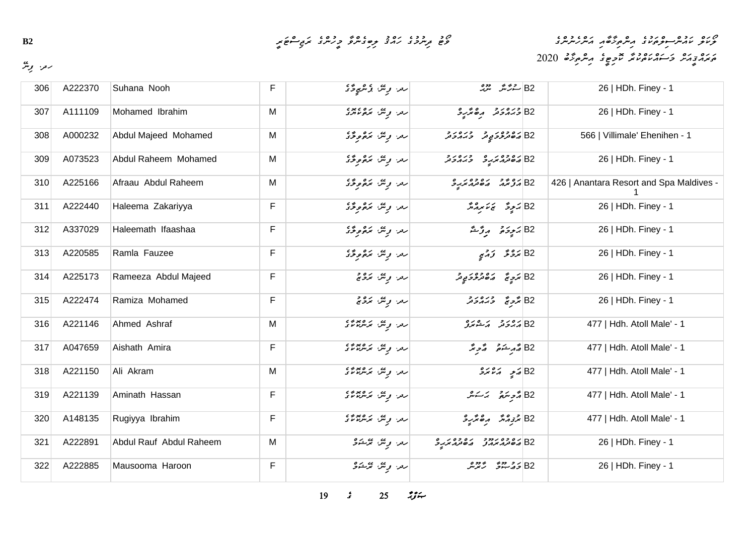ރދ. ފިނޭ

| 306 | A222370 | Suhana Nooh | F | ހދ. ފިނޭ، ފެންކިޔާގެ | ސުހާނާ ނޫހް B2 | 26 \| HDh. Finey - 1 |
|---|---|---|---|---|---|---|
| 307 | A111109 | Mohamed Ibrahim | M | ހދ. ފިނޭ، ރަތްމަލުގެ | މުހައްމަދު އިބްރާހީމް B2 | 26 \| HDh. Finey - 1 |
| 308 | A000232 | Abdul Majeed Mohamed | M | ހދ. ފިނޭ، ރަތްވިލާގެ | އަބްދުލްމަޖީދު މުހައްމަދު B2 | 566 \| Villimale' Ehenihen - 1 |
| 309 | A073523 | Abdul Raheem Mohamed | M | ހދ. ފިނޭ، ރަތްވިލާގެ | އަބްދުއްރަހީމް މުހައްމަދު B2 | 26 \| HDh. Finey - 1 |
| 310 | A225166 | Afraau Abdul Raheem | M | ހދ. ފިނޭ، ރަތްވިލާގެ | އަފްރާއު އަބްދުއްރަހީމް B2 | 426 \| Anantara Resort and Spa Maldives - 1 |
| 311 | A222440 | Haleema Zakariyya | F | ހދ. ފިނޭ، ރަތްވިލާގެ | ހަލީމާ ޒަކަރިއްޔާ B2 | 26 \| HDh. Finey - 1 |
| 312 | A337029 | Haleemath Ifaashaa | F | ހދ. ފިނޭ، ރަތްވިލާގެ | ހަލީމަތު އިފާޝާ B2 | 26 \| HDh. Finey - 1 |
| 313 | A220585 | Ramla Fauzee | F | ހދ. ފިނޭ، ރަތްވިލާގެ | ރަމްލާ ފައުޒީ B2 | 26 \| HDh. Finey - 1 |
| 314 | A225173 | Rameeza Abdul Majeed | F | ހދ. ފިނޭ، ރަމްޒު | ރަމީޒާ އަބްދުލްމަޖީދު B2 | 26 \| HDh. Finey - 1 |
| 315 | A222474 | Ramiza Mohamed | F | ހދ. ފިނޭ، ރަމްޒު | ރާމިޒާ މުހައްމަދު B2 | 26 \| HDh. Finey - 1 |
| 316 | A221146 | Ahmed Ashraf | M | ހދ. ފިނޭ، ރަންނާބާގެ | އަހްމަދު އަޝްރަފް B2 | 477 \| Hdh. Atoll Male' - 1 |
| 317 | A047659 | Aishath Amira | F | ހދ. ފިނޭ، ރަންނާބާގެ | އާއިޝަތު އާމިރާ B2 | 477 \| Hdh. Atoll Male' - 1 |
| 318 | A221150 | Ali Akram | M | ހދ. ފިނޭ، ރަންނާބާގެ | އަލީ އަކްރަމް B2 | 477 \| Hdh. Atoll Male' - 1 |
| 319 | A221139 | Aminath Hassan | F | ހދ. ފިނޭ، ރަންނާބާގެ | އާމިނަތު ހަސަން B2 | 477 \| Hdh. Atoll Male' - 1 |
| 320 | A148135 | Rugiyya Ibrahim | F | ހދ. ފިނޭ، ރަންނާބާގެ | ރުގިއްޔާ އިބްރާހީމް B2 | 477 \| Hdh. Atoll Male' - 1 |
| 321 | A222891 | Abdul Rauf Abdul Raheem | M | ހދ. ފިނޭ، ރޯޝަން | އަބްދުއްރަޢޫފް އަބްދުއްރަހީމް B2 | 26 \| HDh. Finey - 1 |
| 322 | A222885 | Mausooma Haroon | F | ހދ. ފިނޭ، ރޯޝަން | މައުސޫމާހާރޫން B2 | 26 \| HDh. Finey - 1 |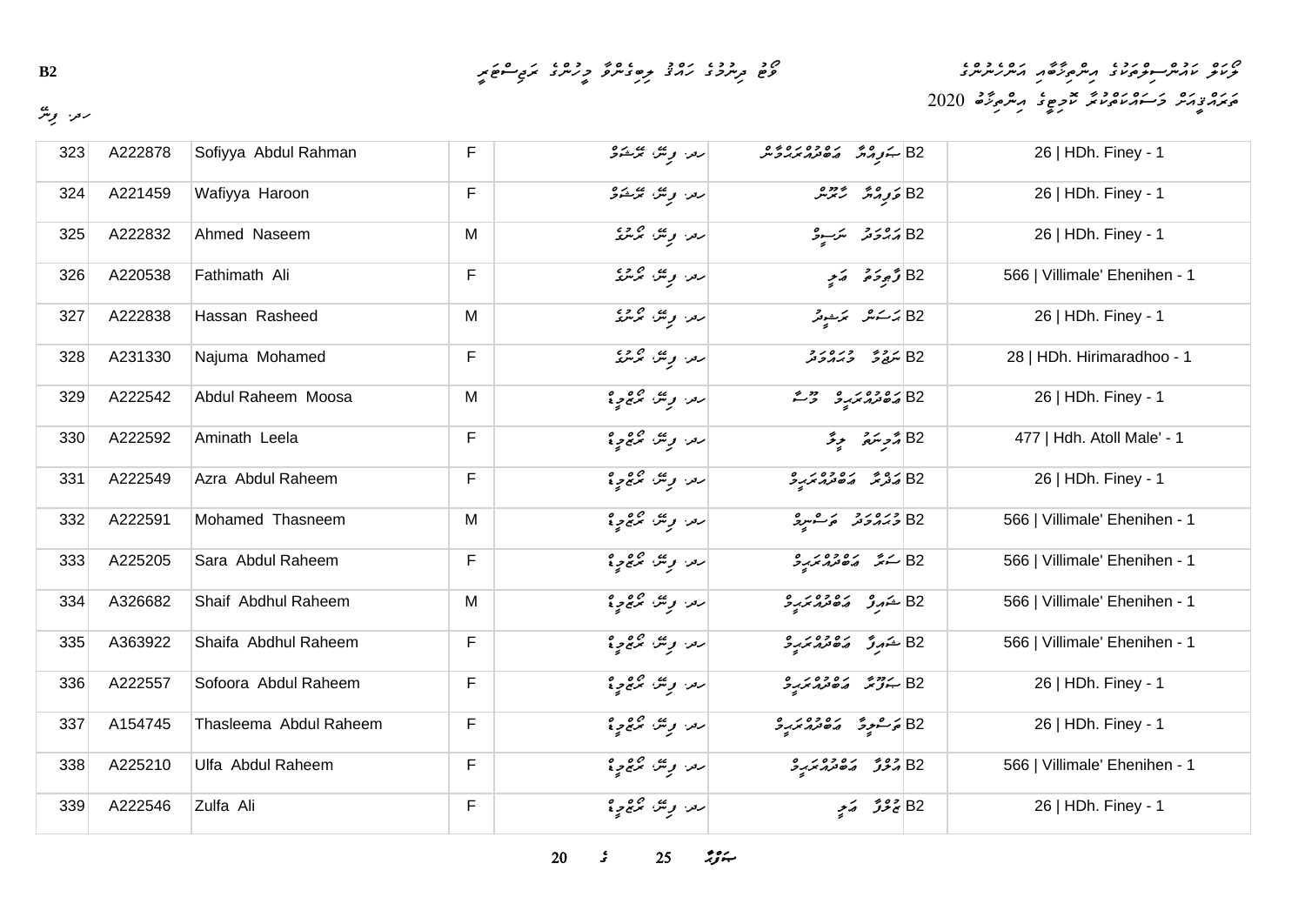| 323 | A222878 | Sofiyya Abdul Rahman | F | رھ. وِنَۍ، ރޯޝަނާ | B2 ޞޯފިއްޔާ ޢަބްދުއްރަޙްމާން | 26 \| HDh. Finey - 1 |
|---|---|---|---|---|---|---|
| 324 | A221459 | Wafiyya Haroon | F | رھ. وِنَۍ، ރޯޝަނާ | B2 ވާފިއްޔާ ހާރޫން | 26 \| HDh. Finey - 1 |
| 325 | A222832 | Ahmed Naseem | M | رھ. وِنَۍ، ރޯސްގެ | B2 އަޙްމަދު ނަސީމް | 26 \| HDh. Finey - 1 |
| 326 | A220538 | Fathimath Ali | F | رھ. وِنَۍ، ރޯސްގެ | B2 ފާތިމަތު އަލި | 566 \| Villimale' Ehenihen - 1 |
| 327 | A222838 | Hassan Rasheed | M | رھ. وِنَۍ، ރޯސްގެ | B2 ހަސަން ރަޝީދު | 26 \| HDh. Finey - 1 |
| 328 | A231330 | Najuma Mohamed | F | رھ. وِنَۍ، ރޯސްގެ | B2 ނަޖުމާ މުޙައްމަދު | 28 \| HDh. Hirimaradhoo - 1 |
| 329 | A222542 | Abdul Raheem Moosa | M | رھ. وِنَۍ، ރޯޒްވިލާ | B2 ޢަބްދުއްރަޙީމް މޫސާ | 26 \| HDh. Finey - 1 |
| 330 | A222592 | Aminath Leela | F | رھ. وِنَۍ، ރޯޒްވިލާ | B2 އާމިނަތު ލީލާ | 477 \| Hdh. Atoll Male' - 1 |
| 331 | A222549 | Azra Abdul Raheem | F | رھ. وِنَۍ، ރޯޒްވިލާ | B2 އަޒްރާ ޢަބްދުއްރަޙީމް | 26 \| HDh. Finey - 1 |
| 332 | A222591 | Mohamed Thasneem | M | رھ. وِنَۍ، ރޯޒްވިލާ | B2 މުޙައްމަދު ތަސްނީމް | 566 \| Villimale' Ehenihen - 1 |
| 333 | A225205 | Sara Abdul Raheem | F | رھ. وِنَۍ، ރޯޒްވިލާ | B2 ސާރާ ޢަބްދުއްރަޙީމް | 566 \| Villimale' Ehenihen - 1 |
| 334 | A326682 | Shaif Abdhul Raheem | M | رھ. وِنَۍ، ރޯޒްވިލާ | B2 ޝާއިފް ޢަބްދުއްރަޙީމް | 566 \| Villimale' Ehenihen - 1 |
| 335 | A363922 | Shaifa Abdhul Raheem | F | رھ. وِنَۍ، ރޯޒްވިލާ | B2 ޝާއިފާ ޢަބްދުއްރަޙީމް | 566 \| Villimale' Ehenihen - 1 |
| 336 | A222557 | Sofoora Abdul Raheem | F | رھ. وِنَۍ، ރޯޒްވިލާ | B2 ޞަފޫރާ ޢަބްދުއްރަޙީމް | 26 \| HDh. Finey - 1 |
| 337 | A154745 | Thasleema Abdul Raheem | F | رھ. وِنَۍ، ރޯޒްވިލާ | B2 ތަސްލީމާ ޢަބްދުއްރަޙީމް | 26 \| HDh. Finey - 1 |
| 338 | A225210 | Ulfa Abdul Raheem | F | رھ. وِنَۍ، ރޯޒްވިލާ | B2 އުލްފާ ޢަބްދުއްރަޙީމް | 566 \| Villimale' Ehenihen - 1 |
| 339 | A222546 | Zulfa Ali | F | رھ. وِنَۍ، ރޯޒްވިލާ | B2 ޒުލްފާ އަލި | 26 \| HDh. Finey - 1 |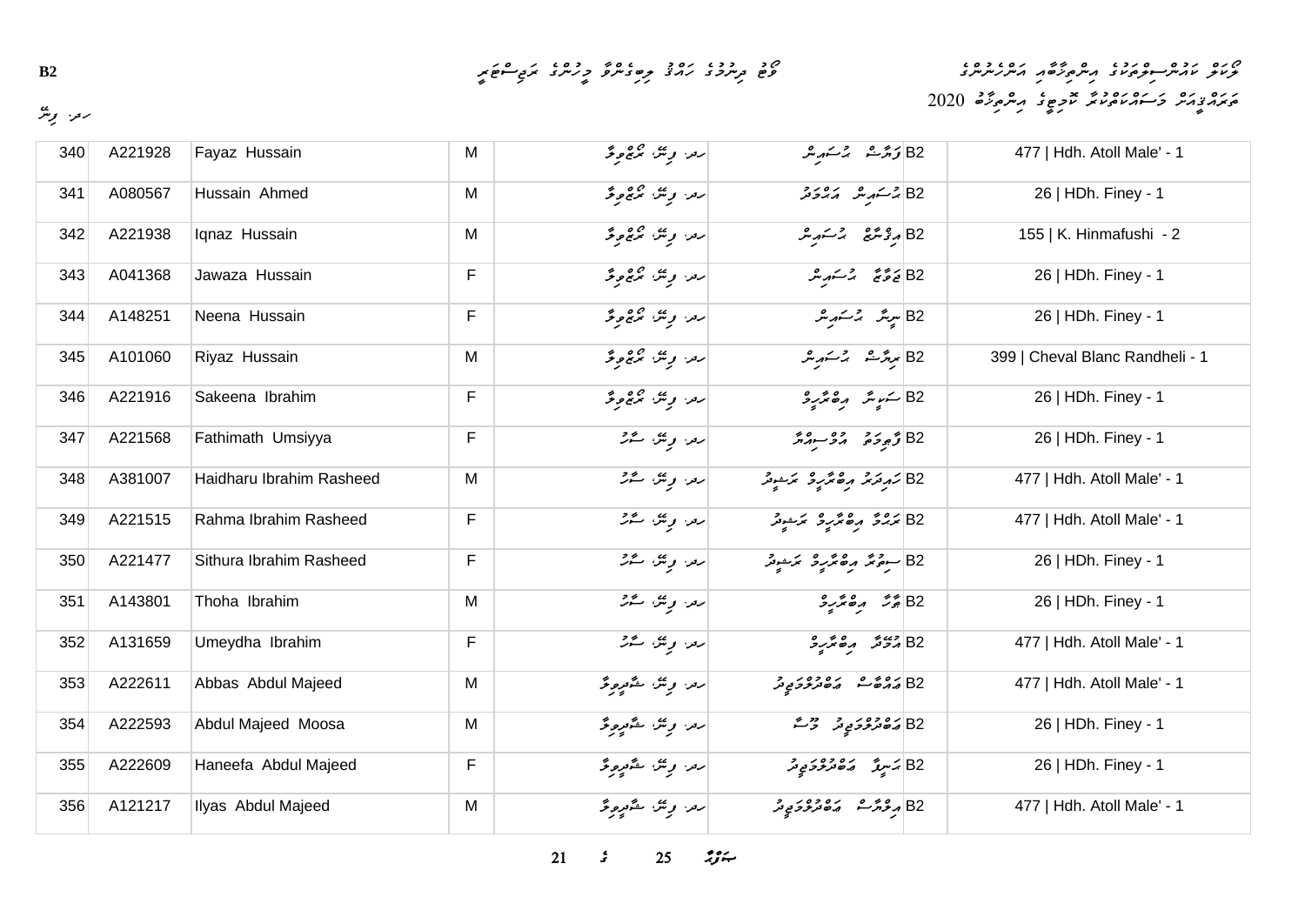| 340 | A221928 | Fayaz Hussain | M | رىز. ۋېنى، ئۇچ۴ۈگ | B2 ۇَمَّرْتُ بْرِسَمْرِيْر | 477 \| Hdh. Atoll Male' - 1 |
|---|---|---|---|---|---|---|
| 341 | A080567 | Hussain Ahmed | M | رىز. ۋېنى، ئۇچ۴ۈگ | B2 بْرِسَمْرِيْر مَرْدَدَدْ | 26 \| HDh. Finey - 1 |
| 342 | A221938 | Iqnaz Hussain | M | رىز. ۋېنى، ئۇچ۴ۈگ | B2 مِدْنَرْج بْرِسَمْرِيْر | 155 \| K. Hinmafushi - 2 |
| 343 | A041368 | Jawaza Hussain | F | رىز. ۋېنى، ئۇچ۴ۈگ | B2 يَوَّيَّ بْرِسَمْرِيْر | 26 \| HDh. Finey - 1 |
| 344 | A148251 | Neena Hussain | F | رىز. ۋېنى، ئۇچ۴ۈگ | B2 سِرِسَّر بْرِسَمْرِيْر | 26 \| HDh. Finey - 1 |
| 345 | A101060 | Riyaz Hussain | M | رىز. ۋېنى، ئۇچ۴ۈگ | B2 بِرِمَّرْتُ بْرِسَمْرِيْر | 399 \| Cheval Blanc Randheli - 1 |
| 346 | A221916 | Sakeena Ibrahim | F | رىز. ۋېنى، ئۇچ۴ۈگ | B2 سَرِيسَّر مِرْھُمَّرِدُ | 26 \| HDh. Finey - 1 |
| 347 | A221568 | Fathimath Umsiyya | F | رىز. ۋېنى، سِگْرُ | B2 وَّجِرَحَمْ مُرْوْسِرْمَّرْ | 26 \| HDh. Finey - 1 |
| 348 | A381007 | Haidharu Ibrahim Rasheed | M | رىز. ۋېنى، سِگْرُ | B2 تَرَمِتَرَبْرُ مِرْھُمَّرِدُ بَرَسْمِيِيْر | 477 \| Hdh. Atoll Male' - 1 |
| 349 | A221515 | Rahma Ibrahim Rasheed | F | رىز. ۋېنى، سِگْرُ | B2 بَرْرُدَّ مِرْھُمَّرِدُ بَرَسْمِيِيْر | 477 \| Hdh. Atoll Male' - 1 |
| 350 | A221477 | Sithura Ibrahim Rasheed | F | رىز. ۋېنى، سِگْرُ | B2 سِوِمُّرَ مِرْھُمَّرِدُ بَرَسْمِيِيْر | 26 \| HDh. Finey - 1 |
| 351 | A143801 | Thoha Ibrahim | M | رىز. ۋېنى، سِگْرُ | B2 مِحْرَ مِرْھُمَّرِدُ | 26 \| HDh. Finey - 1 |
| 352 | A131659 | Umeydha Ibrahim | F | رىز. ۋېنى، سِگْرُ | B2 مُرْدَمَّرْ مِرْھُمَّرِدُ | 477 \| Hdh. Atoll Male' - 1 |
| 353 | A222611 | Abbas Abdul Majeed | M | رىز. ۋېنى، سِگْمِرْوِ ۆ | B2 مَرْمَّمُّ مَرْھُمْرْوُرَّىِيِرْ | 477 \| Hdh. Atoll Male' - 1 |
| 354 | A222593 | Abdul Majeed Moosa | M | رىز. ۋېنى، سِگْمِرْوِ ۆ | B2 مَرْھُمْرْوُرَّىِيِرْ وْسَّ | 26 \| HDh. Finey - 1 |
| 355 | A222609 | Haneefa Abdul Majeed | F | رىز. ۋېنى، سِگْمِرْوِ ۆ | B2 بَرَسِرِرَّ مَرْھُمْرْوُرَّىِيِرْ | 26 \| HDh. Finey - 1 |
| 356 | A121217 | Ilyas Abdul Majeed | M | رىز. ۋېنى، سِگْمِرْوِ ۆ | B2 مِرْوَمَّرْتُ مَرْھُمْرْوُرَّىِيِرْ | 477 \| Hdh. Atoll Male' - 1 |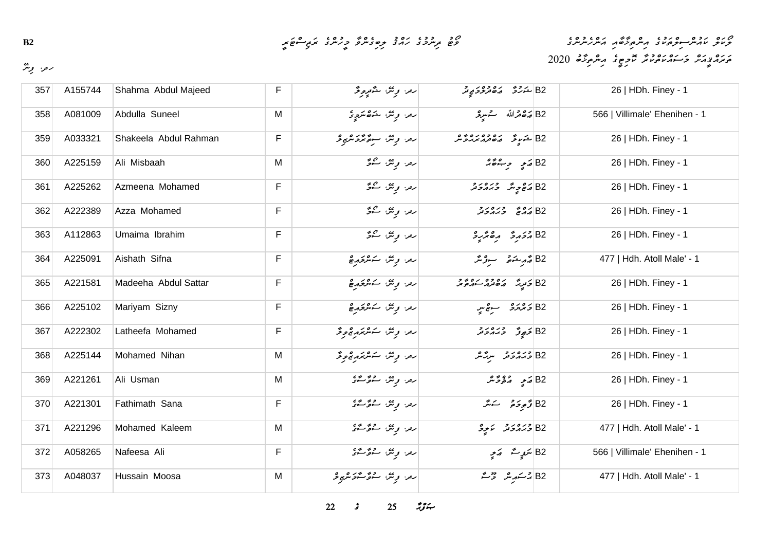| 357 | A155744 | Shahma Abdul Majeed | F | رعر. وِسٌ، ڪُورِوِگَ | B2 شَرُرُّ مَەھْرُوْحَ پِهْ | 26 \| HDh. Finey - 1 |
|---|---|---|---|---|---|---|
| 358 | A081009 | Abdulla Suneel | M | رعر. وِسٌ، شَھُ سَرِيَ | B2 مَەھْمَرْاللّه سُسِرِدْ | 566 \| Villimale' Ehenihen - 1 |
| 359 | A033321 | Shakeela Abdul Rahman | F | رعر. وِسٌ، سِھُ تَرُحَ سْہِ ڤِ | B2 ڪَمِرِ مَەھْرَمَرْرَحْمَسْ | 26 \| HDh. Finey - 1 |
| 360 | A225159 | Ali Misbaah | M | رعر. وِسٌ، سَعْرُ | B2 مَہِ وِسْھَرْ | 26 \| HDh. Finey - 1 |
| 361 | A225262 | Azmeena Mohamed | F | رعر. وِسٌ، سَعْرُ | B2 مَعْوِسْ وَرَمْرَوْ | 26 \| HDh. Finey - 1 |
| 362 | A222389 | Azza Mohamed | F | رعر. وِسٌ، سَعْرُ | B2 مَرُجْ وَرَمْرَوْ | 26 \| HDh. Finey - 1 |
| 363 | A112863 | Umaima Ibrahim | F | رعر. وِسٌ، سَعْرُ | B2 مُرَمِرُ مِەھْرُرِدْ | 26 \| HDh. Finey - 1 |
| 364 | A225091 | Aishath Sifna | F | رعر. وِسٌ، سَسْرَمَرِھ | B2 مُرْمِسْھَمْ سِوْسْ | 477 \| Hdh. Atoll Male' - 1 |
| 365 | A221581 | Madeeha Abdul Sattar | F | رعر. وِسٌ، سَسْرَمَرِھ | B2 وَمِرِدُ مَەھْرَمْ سَرْمُرْ | 26 \| HDh. Finey - 1 |
| 366 | A225102 | Mariyam Sizny | F | رعر. وِسٌ، سَسْرَمَرِھ | B2 وَمْرُرَوْ سِمْسِ | 26 \| HDh. Finey - 1 |
| 367 | A222302 | Latheefa Mohamed | F | رعر. وِسٌ، سَسْرَمَرِھُوِگَ | B2 مُحِوِرُ وَرَمْرَوْ | 26 \| HDh. Finey - 1 |
| 368 | A225144 | Mohamed Nihan | M | رعر. وِسٌ، سَسْرَمَرِھُوِگَ | B2 وَرَمْرَوْ سِرُسْ | 26 \| HDh. Finey - 1 |
| 369 | A221261 | Ali Usman | M | رعر. وِسٌ، سُھُ سُرَ | B2 مَہِ مُھْوُسْ | 26 \| HDh. Finey - 1 |
| 370 | A221301 | Fathimath Sana | F | رعر. وِسٌ، سُھُ سُرَ | B2 وُّمِوَمْ سَسْ | 26 \| HDh. Finey - 1 |
| 371 | A221296 | Mohamed Kaleem | M | رعر. وِسٌ، سُھُ سُرَ | B2 وَرَمْرَوْ مَوِرْ | 477 \| Hdh. Atoll Male' - 1 |
| 372 | A058265 | Nafeesa Ali | F | رعر. وِسٌ، سُھُ سُرَ | B2 سَرِسُ مَہِ | 566 \| Villimale' Ehenihen - 1 |
| 373 | A048037 | Hussain Moosa | M | رعر. وِسٌ، سُھُ سُرَسْہِ ڤِ | B2 رُسَمْرِسْ وَسُ | 477 \| Hdh. Atoll Male' - 1 |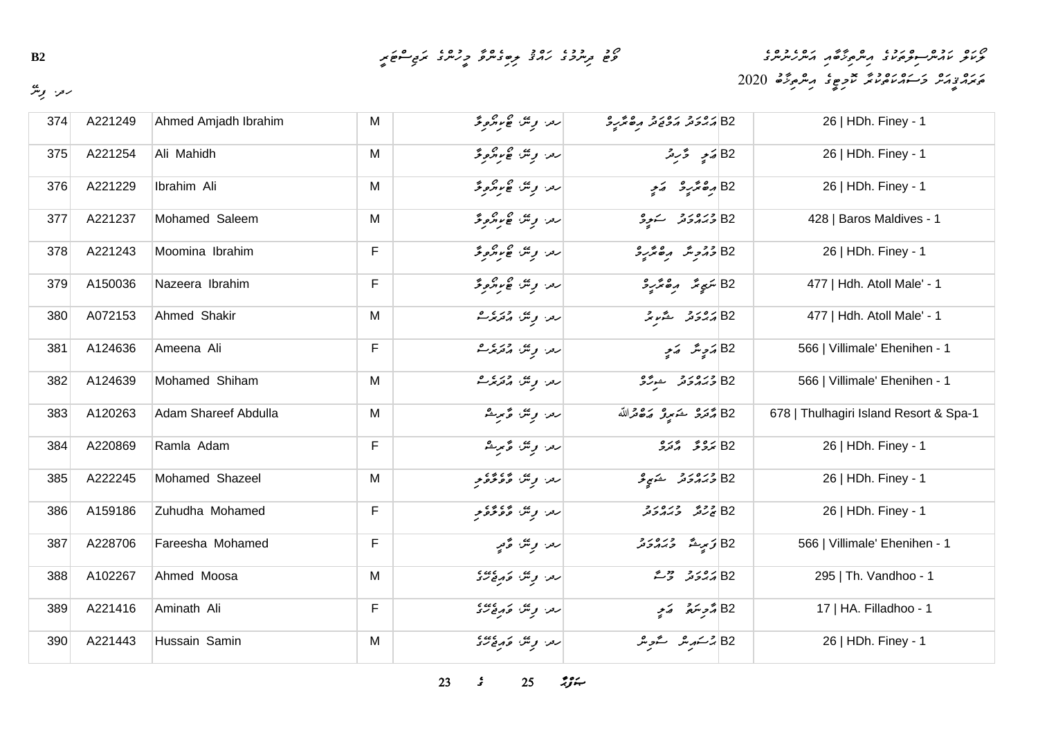رىز. وِسٌ

| 374 | A221249 | Ahmed Amjadh Ibrahim | M | رىز. وِسٌ، ھٰ ما تروگ | B2 أرورو أرونر م هغريرو | 26 \| HDh. Finey - 1 |
|---|---|---|---|---|---|---|
| 375 | A221254 | Ali Mahidh | M | رىز. وِسٌ، ھٰ ما تروگ | B2 أرمو وحيد | 26 \| HDh. Finey - 1 |
| 376 | A221229 | Ibrahim Ali | M | رىز. وِسٌ، ھٰ ما تروگ | B2 م هغريرو أرمو | 26 \| HDh. Finey - 1 |
| 377 | A221237 | Mohamed Saleem | M | رىز. وِسٌ، ھٰ ما تروگ | B2 ورەرد سەوو | 428 \| Baros Maldives - 1 |
| 378 | A221243 | Moomina Ibrahim | F | رىز. وِسٌ، ھٰ ما تروگ | B2 ورومر م هغريرو | 26 \| HDh. Finey - 1 |
| 379 | A150036 | Nazeera Ibrahim | F | رىز. وِسٌ، ھٰ ما تروگ | B2 سَيِرَ م هغريرو | 477 \| Hdh. Atoll Male' - 1 |
| 380 | A072153 | Ahmed Shakir | M | رىز. وِسٌ، مفرىرے | B2 أرورو شەمۇ | 477 \| Hdh. Atoll Male' - 1 |
| 381 | A124636 | Ameena Ali | F | رىز. وِسٌ، مفرىرے | B2 أرمِسَ أرمو | 566 \| Villimale' Ehenihen - 1 |
| 382 | A124639 | Mohamed Shiham | M | رىز. وِسٌ، مفرىرے | B2 ورەرد شرگو | 566 \| Villimale' Ehenihen - 1 |
| 383 | A120263 | Adam Shareef Abdulla | M | رىز. وِسٌ، وٌبرے | B2 أرترو شەمرو أرەقرالله | 678 \| Thulhagiri Island Resort & Spa-1 |
| 384 | A220869 | Ramla Adam | F | رىز. وِسٌ، وٌبرے | B2 برووگر أرترو | 26 \| HDh. Finey - 1 |
| 385 | A222245 | Mohamed Shazeel | M | رىز. وِسٌ، وٌوٌوٌومر | B2 ورەرد شەمپو | 26 \| HDh. Finey - 1 |
| 386 | A159186 | Zuhudha Mohamed | F | رىز. وِسٌ، وٌوٌوٌومر | B2 ىرىرگر ورەرد | 26 \| HDh. Finey - 1 |
| 387 | A228706 | Fareesha Mohamed | F | رىز. وِسٌ، وٌمر | B2 وَمرِتَّ ورەرد | 566 \| Villimale' Ehenihen - 1 |
| 388 | A102267 | Ahmed Moosa | M | رىز. وِسٌ، وَمرِبَرَىر | B2 أرورو وْسَّ | 295 \| Th. Vandhoo - 1 |
| 389 | A221416 | Aminath Ali | F | رىز. وِسٌ، وَمرِبَرَىر | B2 أروسَرو أرمو | 17 \| HA. Filladhoo - 1 |
| 390 | A221443 | Hussain Samin | M | رىز. وِسٌ، وَمرِبَرَىر | B2 بەشەمرىر سگوىر | 26 \| HDh. Finey - 1 |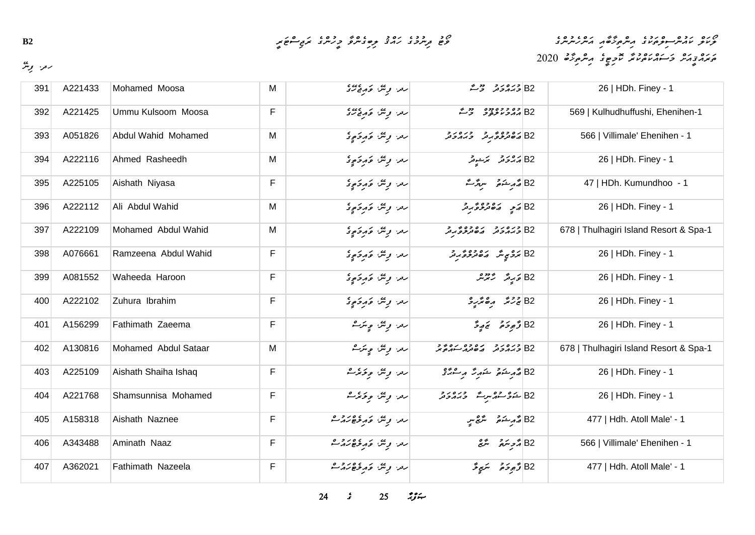| 391 | A221433 | Mohamed Moosa | M | رىز: وِسٌ، ئەرەتمى | B2 وُبَرُوْدَىرُ وُسُتَى | 26 \| HDh. Finey - 1 |
|---|---|---|---|---|---|---|
| 392 | A221425 | Ummu Kulsoom Moosa | F | رىز: وِسٌ، ئەرەتمى | B2 ەُرُەُوْ مُرُوْدُو وُسُتَى | 569 \| Kulhudhuffushi, Ehenihen-1 |
| 393 | A051826 | Abdul Wahid Mohamed | M | رىز: وِسٌ، ئەرىرى | B2 ەَھُىُرُوْدُوْرِىرُ وُبَرُوْدَىرُ | 566 \| Villimale' Ehenihen - 1 |
| 394 | A222116 | Ahmed Rasheedh | M | رىز: وِسٌ، ئەرىرى | B2 ەَىرُوْدَىرُ ىَرَسْوِىرُ | 26 \| HDh. Finey - 1 |
| 395 | A225105 | Aishath Niyasa | F | رىز: وِسٌ، ئەرىرى | B2 ەُرِسْتَوْ سِرُتَى | 47 \| HDh. Kumundhoo - 1 |
| 396 | A222112 | Ali Abdul Wahid | M | رىز: وِسٌ، ئەرىرى | B2 ەَىِ ەَھُىُرُوْدُوْرِىرُ | 26 \| HDh. Finey - 1 |
| 397 | A222109 | Mohamed Abdul Wahid | M | رىز: وِسٌ، ئەرىرى | B2 وُبَرُوْدَىرُ ەَھُىُرُوْدُوْرِىرُ | 678 \| Thulhagiri Island Resort & Spa-1 |
| 398 | A076661 | Ramzeena Abdul Wahid | F | رىز: وِسٌ، ئەرىرى | B2 ىَرُوْيِسَّ ەَھُىُرُوْدُوْرِىرُ | 26 \| HDh. Finey - 1 |
| 399 | A081552 | Waheeda Haroon | F | رىز: وِسٌ، ئەرىرى | B2 وَىِىرَ ىُرُوْسْ | 26 \| HDh. Finey - 1 |
| 400 | A222102 | Zuhura Ibrahim | F | رىز: وِسٌ، ئەرىرى | B2 يُرُىَرُ ەِھُىَرِوْ | 26 \| HDh. Finey - 1 |
| 401 | A156299 | Fathimath Zaeema | F | رىز: وِسٌ، وِسَرُ | B2 وُّجِوَدُ يَەِوُّ | 26 \| HDh. Finey - 1 |
| 402 | A130816 | Mohamed Abdul Sataar | M | رىز: وِسٌ، وِسَرُ | B2 وُبَرُوْدَىرُ ەَھُىُرُسُتَوُىرُ | 678 \| Thulhagiri Island Resort & Spa-1 |
| 403 | A225109 | Aishath Shaiha Ishaq | F | رىز: وِسٌ، وِوَىَرُ | B2 ەُرِسْتَوْ سْتَەِرُ ەِسْتُىُوْ | 26 \| HDh. Finey - 1 |
| 404 | A221768 | Shamsunnisa Mohamed | F | رىز: وِسٌ، وِوَىَرُ | B2 سْتَوْسْتُوْسِرِسُّ وُبَرُوْدَىرُ | 26 \| HDh. Finey - 1 |
| 405 | A158318 | Aishath Naznee | F | رىز: وِسٌ، ئەرىرەرەرُ | B2 ەُرِسْتَوْ سُّيْسِرِ | 477 \| Hdh. Atoll Male' - 1 |
| 406 | A343488 | Aminath Naaz | F | رىز: وِسٌ، ئەرىرەرەرُ | B2 ەُوِسَرَوْ سُّيْ | 566 \| Villimale' Ehenihen - 1 |
| 407 | A362021 | Fathimath Nazeela | F | رىز: وِسٌ، ئەرىرەرەرُ | B2 وُّجِوَدُ سَيِوُّ | 477 \| Hdh. Atoll Male' - 1 |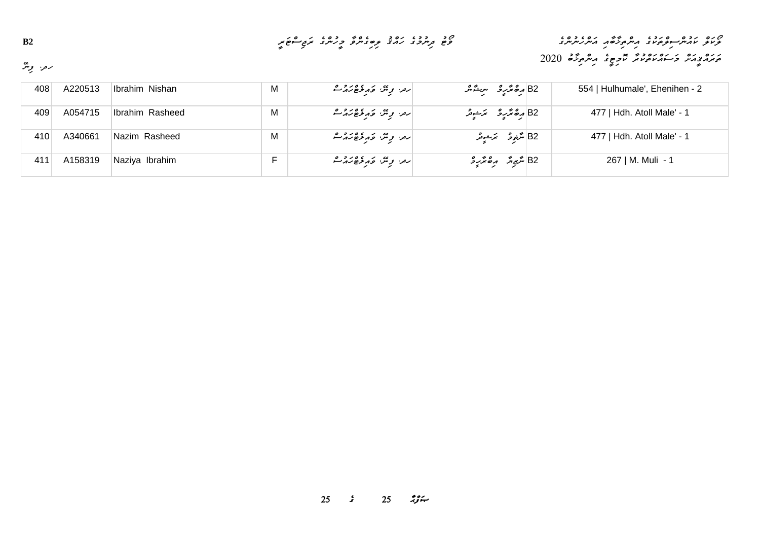B2

ވޯޓު ދިނުމުގެ ހައްޤު ލިބިގެންވާ މީހުންގެ ރަޖިސްޓަރީ

ޕާކިސް ކައުންސިލްތަކުގެ އިންތިޚާބާއި އަންހެނުންގެ ތަރައްޤީއަށް މަސައްކަތްކުރާ ކޮމިޓީގެ އިންތިޚާބު 2020

ހދ. ވިލާ

| | | | | | | |
|---|---|---|---|---|---|---|
| 408 | A220513 | Ibrahim Nishan | M | ހދ. ވިލާ، ވައިޓްބީޗްހައުސް | B2 އިބްރާހީމް ނިޝާން | 554 \| Hulhumale', Ehenihen - 2 |
| 409 | A054715 | Ibrahim Rasheed | M | ހދ. ވިލާ، ވައިޓްބީޗްހައުސް | B2 އިބްރާހީމް ރަޝީދު | 477 \| Hdh. Atoll Male' - 1 |
| 410 | A340661 | Nazim Rasheed | M | ހދ. ވިލާ، ވައިޓްބީޗްހައުސް | B2 ނާޒިމް ރަޝީދު | 477 \| Hdh. Atoll Male' - 1 |
| 411 | A158319 | Naziya Ibrahim | F | ހދ. ވިލާ، ވައިޓްބީޗްހައުސް | B2 ނާޒިޔާ އިބްރާހީމް | 267 \| M. Muli - 1 |